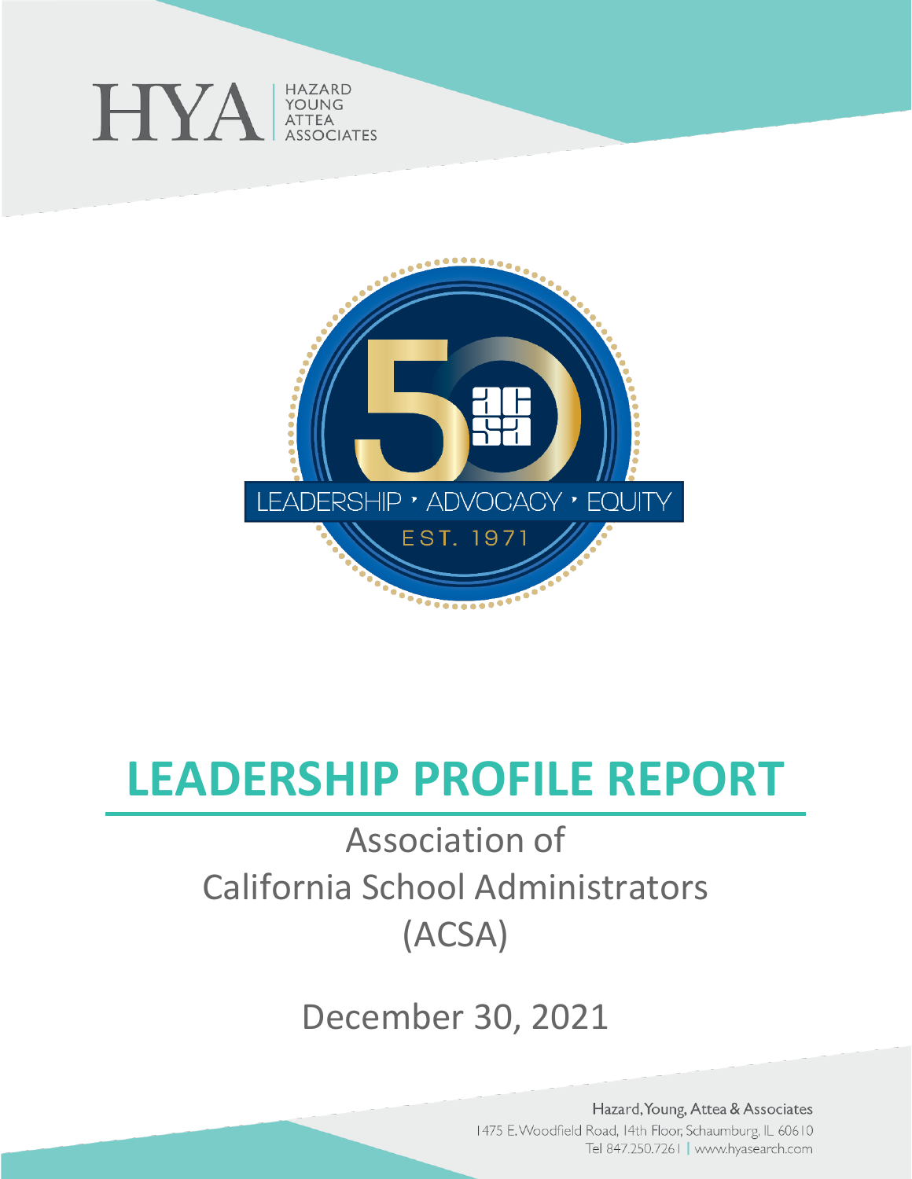HYA | HAZARD YOUNG ATTEA ASSOCIATES

LEADERSHIP • ADVOCACY • EQUITY

EST. 1971

# LEADERSHIP PROFILE REPORT

## Association of California School Administrators (ACSA)

## December 30, 2021

Hazard, Young, Attea & Associates
1475 E. Woodfield Road, 14th Floor, Schaumburg, IL 60610
Tel 847.250.7261 | www.hyasearch.com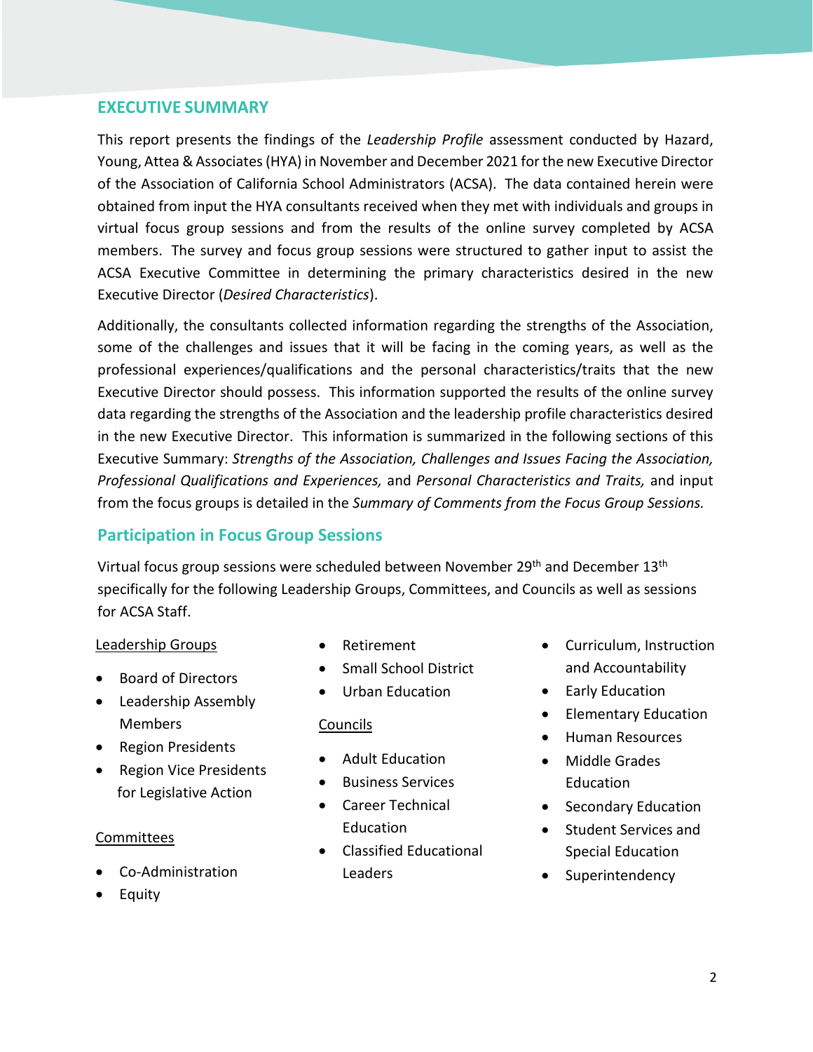## EXECUTIVE SUMMARY

This report presents the findings of the *Leadership Profile* assessment conducted by Hazard, Young, Attea & Associates (HYA) in November and December 2021 for the new Executive Director of the Association of California School Administrators (ACSA). The data contained herein were obtained from input the HYA consultants received when they met with individuals and groups in virtual focus group sessions and from the results of the online survey completed by ACSA members. The survey and focus group sessions were structured to gather input to assist the ACSA Executive Committee in determining the primary characteristics desired in the new Executive Director (*Desired Characteristics*).

Additionally, the consultants collected information regarding the strengths of the Association, some of the challenges and issues that it will be facing in the coming years, as well as the professional experiences/qualifications and the personal characteristics/traits that the new Executive Director should possess. This information supported the results of the online survey data regarding the strengths of the Association and the leadership profile characteristics desired in the new Executive Director. This information is summarized in the following sections of this Executive Summary: *Strengths of the Association, Challenges and Issues Facing the Association, Professional Qualifications and Experiences,* and *Personal Characteristics and Traits,* and input from the focus groups is detailed in the *Summary of Comments from the Focus Group Sessions.*

### Participation in Focus Group Sessions

Virtual focus group sessions were scheduled between November 29th and December 13th specifically for the following Leadership Groups, Committees, and Councils as well as sessions for ACSA Staff.

Leadership Groups

- Board of Directors
- Leadership Assembly Members
- Region Presidents
- Region Vice Presidents for Legislative Action

Committees

- Co-Administration
- Equity
- Retirement
- Small School District
- Urban Education

Councils

- Adult Education
- Business Services
- Career Technical Education
- Classified Educational Leaders
- Curriculum, Instruction and Accountability
- Early Education
- Elementary Education
- Human Resources
- Middle Grades Education
- Secondary Education
- Student Services and Special Education
- Superintendency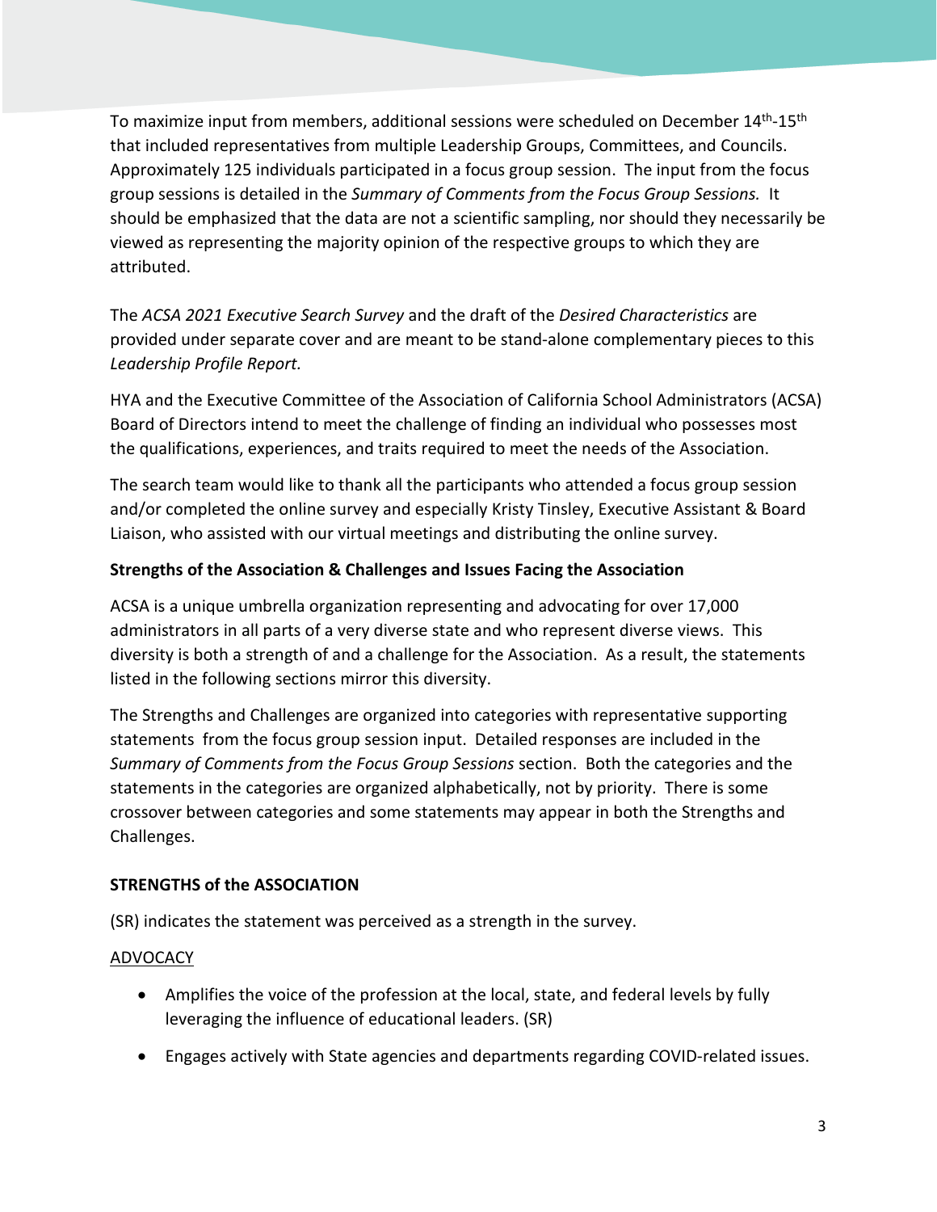To maximize input from members, additional sessions were scheduled on December 14th-15th that included representatives from multiple Leadership Groups, Committees, and Councils. Approximately 125 individuals participated in a focus group session. The input from the focus group sessions is detailed in the *Summary of Comments from the Focus Group Sessions.* It should be emphasized that the data are not a scientific sampling, nor should they necessarily be viewed as representing the majority opinion of the respective groups to which they are attributed.

The *ACSA 2021 Executive Search Survey* and the draft of the *Desired Characteristics* are provided under separate cover and are meant to be stand-alone complementary pieces to this *Leadership Profile Report.*

HYA and the Executive Committee of the Association of California School Administrators (ACSA) Board of Directors intend to meet the challenge of finding an individual who possesses most the qualifications, experiences, and traits required to meet the needs of the Association.

The search team would like to thank all the participants who attended a focus group session and/or completed the online survey and especially Kristy Tinsley, Executive Assistant & Board Liaison, who assisted with our virtual meetings and distributing the online survey.

**Strengths of the Association & Challenges and Issues Facing the Association**

ACSA is a unique umbrella organization representing and advocating for over 17,000 administrators in all parts of a very diverse state and who represent diverse views. This diversity is both a strength of and a challenge for the Association. As a result, the statements listed in the following sections mirror this diversity.

The Strengths and Challenges are organized into categories with representative supporting statements from the focus group session input. Detailed responses are included in the *Summary of Comments from the Focus Group Sessions* section. Both the categories and the statements in the categories are organized alphabetically, not by priority. There is some crossover between categories and some statements may appear in both the Strengths and Challenges.

**STRENGTHS of the ASSOCIATION**

(SR) indicates the statement was perceived as a strength in the survey.

ADVOCACY

- Amplifies the voice of the profession at the local, state, and federal levels by fully leveraging the influence of educational leaders. (SR)
- Engages actively with State agencies and departments regarding COVID-related issues.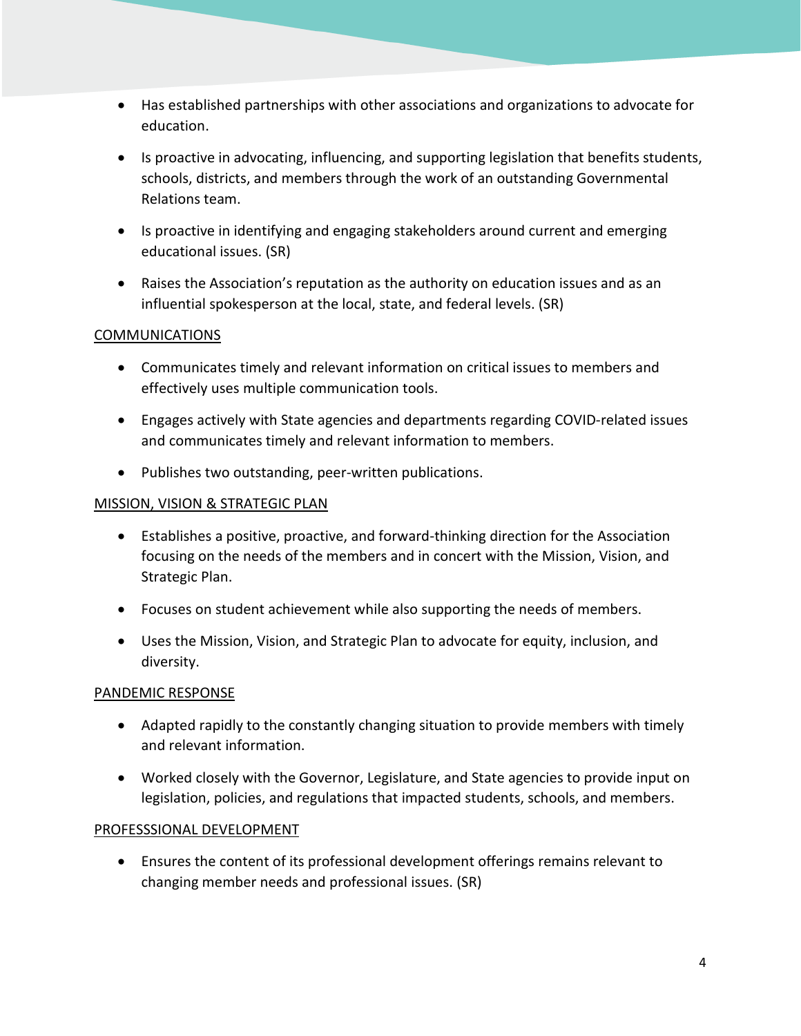- Has established partnerships with other associations and organizations to advocate for education.
- Is proactive in advocating, influencing, and supporting legislation that benefits students, schools, districts, and members through the work of an outstanding Governmental Relations team.
- Is proactive in identifying and engaging stakeholders around current and emerging educational issues. (SR)
- Raises the Association's reputation as the authority on education issues and as an influential spokesperson at the local, state, and federal levels. (SR)

<u>COMMUNICATIONS</u>

- Communicates timely and relevant information on critical issues to members and effectively uses multiple communication tools.
- Engages actively with State agencies and departments regarding COVID-related issues and communicates timely and relevant information to members.
- Publishes two outstanding, peer-written publications.

<u>MISSION, VISION & STRATEGIC PLAN</u>

- Establishes a positive, proactive, and forward-thinking direction for the Association focusing on the needs of the members and in concert with the Mission, Vision, and Strategic Plan.
- Focuses on student achievement while also supporting the needs of members.
- Uses the Mission, Vision, and Strategic Plan to advocate for equity, inclusion, and diversity.

<u>PANDEMIC RESPONSE</u>

- Adapted rapidly to the constantly changing situation to provide members with timely and relevant information.
- Worked closely with the Governor, Legislature, and State agencies to provide input on legislation, policies, and regulations that impacted students, schools, and members.

<u>PROFESSSIONAL DEVELOPMENT</u>

- Ensures the content of its professional development offerings remains relevant to changing member needs and professional issues. (SR)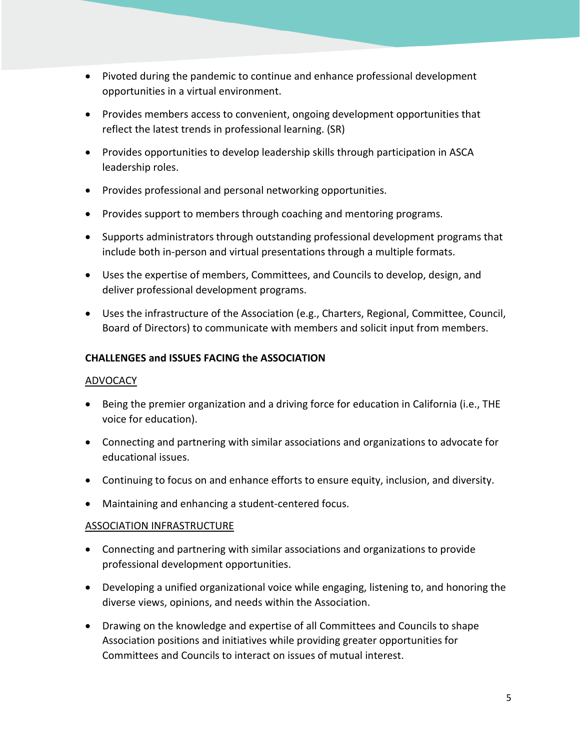- Pivoted during the pandemic to continue and enhance professional development opportunities in a virtual environment.
- Provides members access to convenient, ongoing development opportunities that reflect the latest trends in professional learning. (SR)
- Provides opportunities to develop leadership skills through participation in ASCA leadership roles.
- Provides professional and personal networking opportunities.
- Provides support to members through coaching and mentoring programs.
- Supports administrators through outstanding professional development programs that include both in-person and virtual presentations through a multiple formats.
- Uses the expertise of members, Committees, and Councils to develop, design, and deliver professional development programs.
- Uses the infrastructure of the Association (e.g., Charters, Regional, Committee, Council, Board of Directors) to communicate with members and solicit input from members.

**CHALLENGES and ISSUES FACING the ASSOCIATION**

<u>ADVOCACY</u>

- Being the premier organization and a driving force for education in California (i.e., THE voice for education).
- Connecting and partnering with similar associations and organizations to advocate for educational issues.
- Continuing to focus on and enhance efforts to ensure equity, inclusion, and diversity.
- Maintaining and enhancing a student-centered focus.

<u>ASSOCIATION INFRASTRUCTURE</u>

- Connecting and partnering with similar associations and organizations to provide professional development opportunities.
- Developing a unified organizational voice while engaging, listening to, and honoring the diverse views, opinions, and needs within the Association.
- Drawing on the knowledge and expertise of all Committees and Councils to shape Association positions and initiatives while providing greater opportunities for Committees and Councils to interact on issues of mutual interest.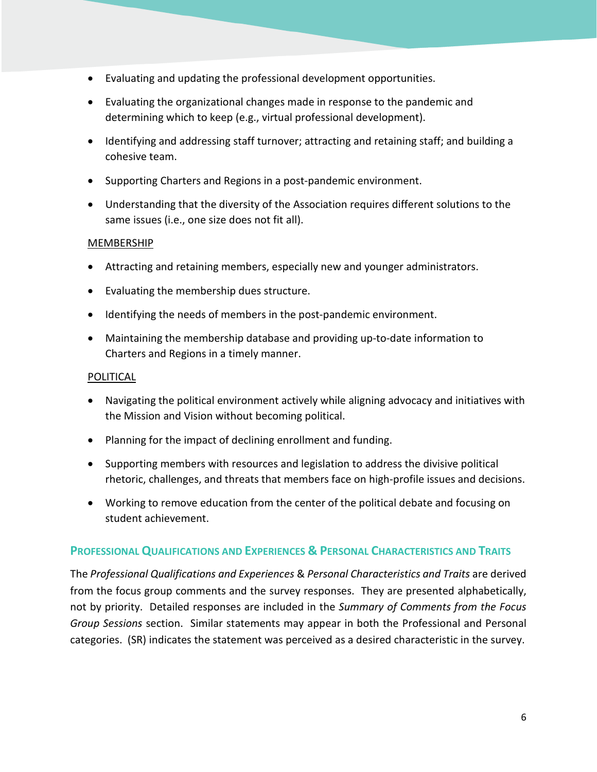- Evaluating and updating the professional development opportunities.
- Evaluating the organizational changes made in response to the pandemic and determining which to keep (e.g., virtual professional development).
- Identifying and addressing staff turnover; attracting and retaining staff; and building a cohesive team.
- Supporting Charters and Regions in a post-pandemic environment.
- Understanding that the diversity of the Association requires different solutions to the same issues (i.e., one size does not fit all).

<u>MEMBERSHIP</u>

- Attracting and retaining members, especially new and younger administrators.
- Evaluating the membership dues structure.
- Identifying the needs of members in the post-pandemic environment.
- Maintaining the membership database and providing up-to-date information to Charters and Regions in a timely manner.

<u>POLITICAL</u>

- Navigating the political environment actively while aligning advocacy and initiatives with the Mission and Vision without becoming political.
- Planning for the impact of declining enrollment and funding.
- Supporting members with resources and legislation to address the divisive political rhetoric, challenges, and threats that members face on high-profile issues and decisions.
- Working to remove education from the center of the political debate and focusing on student achievement.

## PROFESSIONAL QUALIFICATIONS AND EXPERIENCES & PERSONAL CHARACTERISTICS AND TRAITS

The *Professional Qualifications and Experiences* & *Personal Characteristics and Traits* are derived from the focus group comments and the survey responses. They are presented alphabetically, not by priority. Detailed responses are included in the *Summary of Comments from the Focus Group Sessions* section. Similar statements may appear in both the Professional and Personal categories. (SR) indicates the statement was perceived as a desired characteristic in the survey.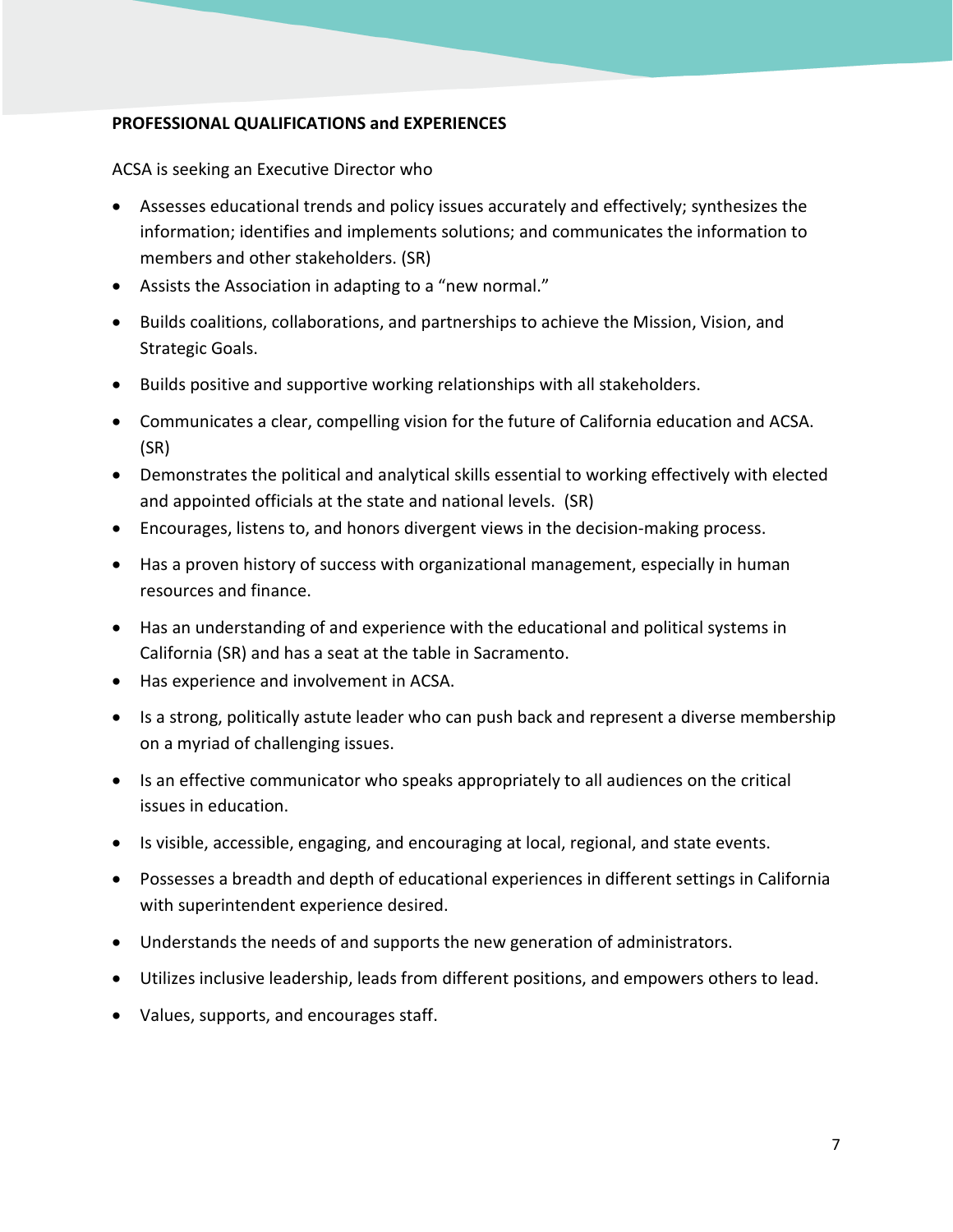**PROFESSIONAL QUALIFICATIONS and EXPERIENCES**

ACSA is seeking an Executive Director who

- Assesses educational trends and policy issues accurately and effectively; synthesizes the information; identifies and implements solutions; and communicates the information to members and other stakeholders. (SR)
- Assists the Association in adapting to a "new normal."
- Builds coalitions, collaborations, and partnerships to achieve the Mission, Vision, and Strategic Goals.
- Builds positive and supportive working relationships with all stakeholders.
- Communicates a clear, compelling vision for the future of California education and ACSA. (SR)
- Demonstrates the political and analytical skills essential to working effectively with elected and appointed officials at the state and national levels. (SR)
- Encourages, listens to, and honors divergent views in the decision-making process.
- Has a proven history of success with organizational management, especially in human resources and finance.
- Has an understanding of and experience with the educational and political systems in California (SR) and has a seat at the table in Sacramento.
- Has experience and involvement in ACSA.
- Is a strong, politically astute leader who can push back and represent a diverse membership on a myriad of challenging issues.
- Is an effective communicator who speaks appropriately to all audiences on the critical issues in education.
- Is visible, accessible, engaging, and encouraging at local, regional, and state events.
- Possesses a breadth and depth of educational experiences in different settings in California with superintendent experience desired.
- Understands the needs of and supports the new generation of administrators.
- Utilizes inclusive leadership, leads from different positions, and empowers others to lead.
- Values, supports, and encourages staff.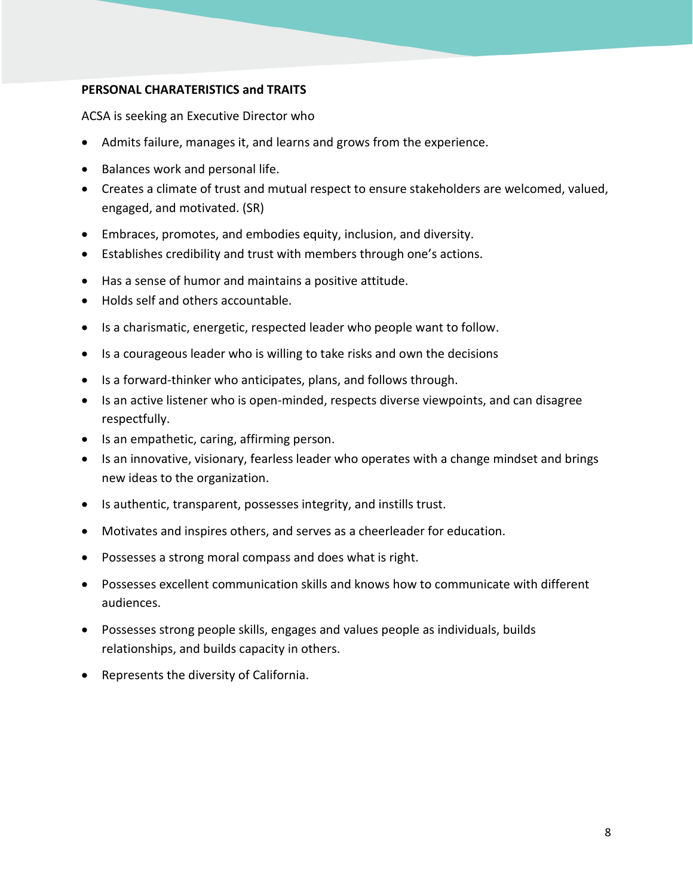**PERSONAL CHARATERISTICS and TRAITS**

ACSA is seeking an Executive Director who

- Admits failure, manages it, and learns and grows from the experience.
- Balances work and personal life.
- Creates a climate of trust and mutual respect to ensure stakeholders are welcomed, valued, engaged, and motivated. (SR)
- Embraces, promotes, and embodies equity, inclusion, and diversity.
- Establishes credibility and trust with members through one's actions.
- Has a sense of humor and maintains a positive attitude.
- Holds self and others accountable.
- Is a charismatic, energetic, respected leader who people want to follow.
- Is a courageous leader who is willing to take risks and own the decisions
- Is a forward-thinker who anticipates, plans, and follows through.
- Is an active listener who is open-minded, respects diverse viewpoints, and can disagree respectfully.
- Is an empathetic, caring, affirming person.
- Is an innovative, visionary, fearless leader who operates with a change mindset and brings new ideas to the organization.
- Is authentic, transparent, possesses integrity, and instills trust.
- Motivates and inspires others, and serves as a cheerleader for education.
- Possesses a strong moral compass and does what is right.
- Possesses excellent communication skills and knows how to communicate with different audiences.
- Possesses strong people skills, engages and values people as individuals, builds relationships, and builds capacity in others.
- Represents the diversity of California.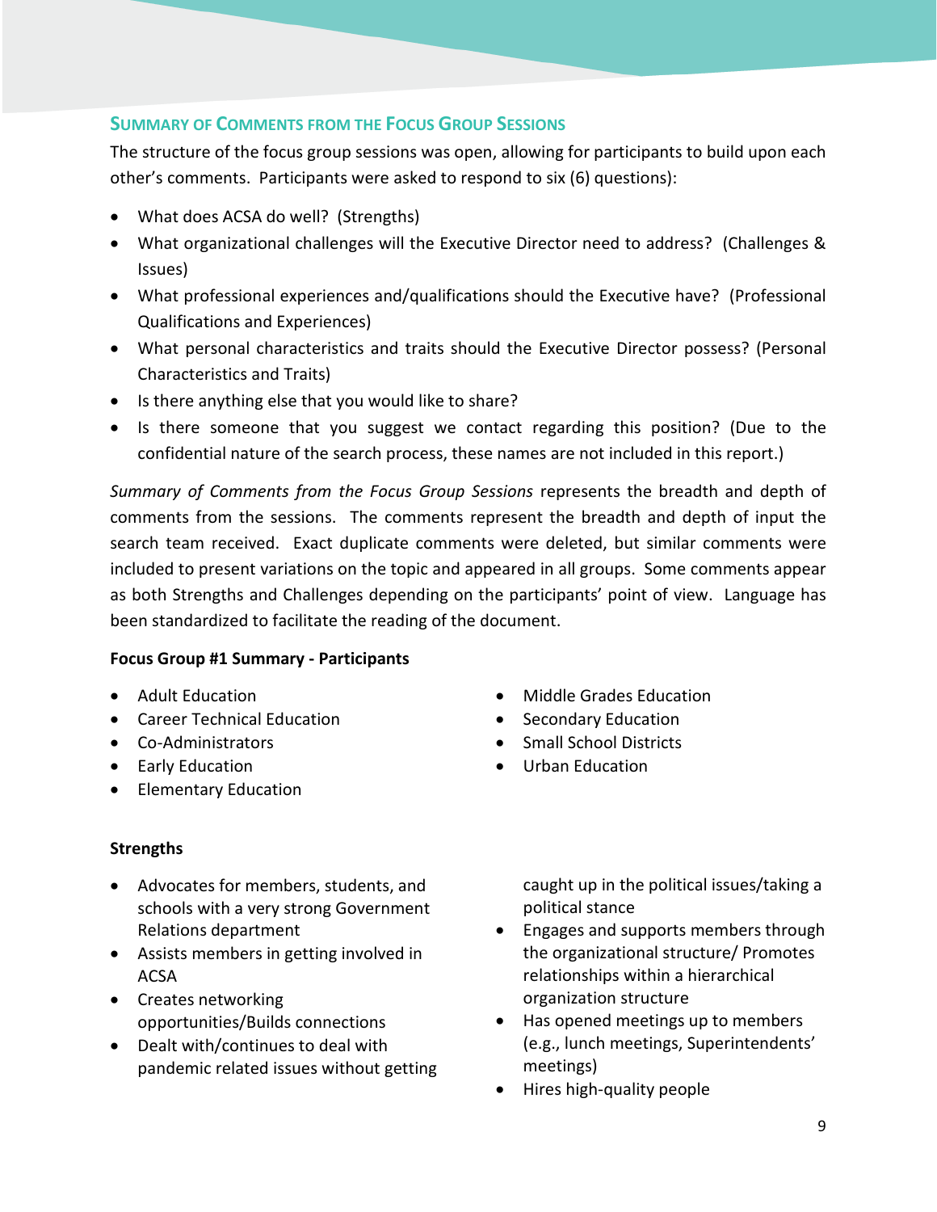## SUMMARY OF COMMENTS FROM THE FOCUS GROUP SESSIONS

The structure of the focus group sessions was open, allowing for participants to build upon each other's comments. Participants were asked to respond to six (6) questions):

- What does ACSA do well? (Strengths)
- What organizational challenges will the Executive Director need to address? (Challenges & Issues)
- What professional experiences and/qualifications should the Executive have? (Professional Qualifications and Experiences)
- What personal characteristics and traits should the Executive Director possess? (Personal Characteristics and Traits)
- Is there anything else that you would like to share?
- Is there someone that you suggest we contact regarding this position? (Due to the confidential nature of the search process, these names are not included in this report.)

*Summary of Comments from the Focus Group Sessions* represents the breadth and depth of comments from the sessions. The comments represent the breadth and depth of input the search team received. Exact duplicate comments were deleted, but similar comments were included to present variations on the topic and appeared in all groups. Some comments appear as both Strengths and Challenges depending on the participants' point of view. Language has been standardized to facilitate the reading of the document.

**Focus Group #1 Summary - Participants**

- Adult Education
- Career Technical Education
- Co-Administrators
- Early Education
- Elementary Education
- Middle Grades Education
- Secondary Education
- Small School Districts
- Urban Education

**Strengths**

- Advocates for members, students, and schools with a very strong Government Relations department
- Assists members in getting involved in ACSA
- Creates networking opportunities/Builds connections
- Dealt with/continues to deal with pandemic related issues without getting caught up in the political issues/taking a political stance
- Engages and supports members through the organizational structure/ Promotes relationships within a hierarchical organization structure
- Has opened meetings up to members (e.g., lunch meetings, Superintendents' meetings)
- Hires high-quality people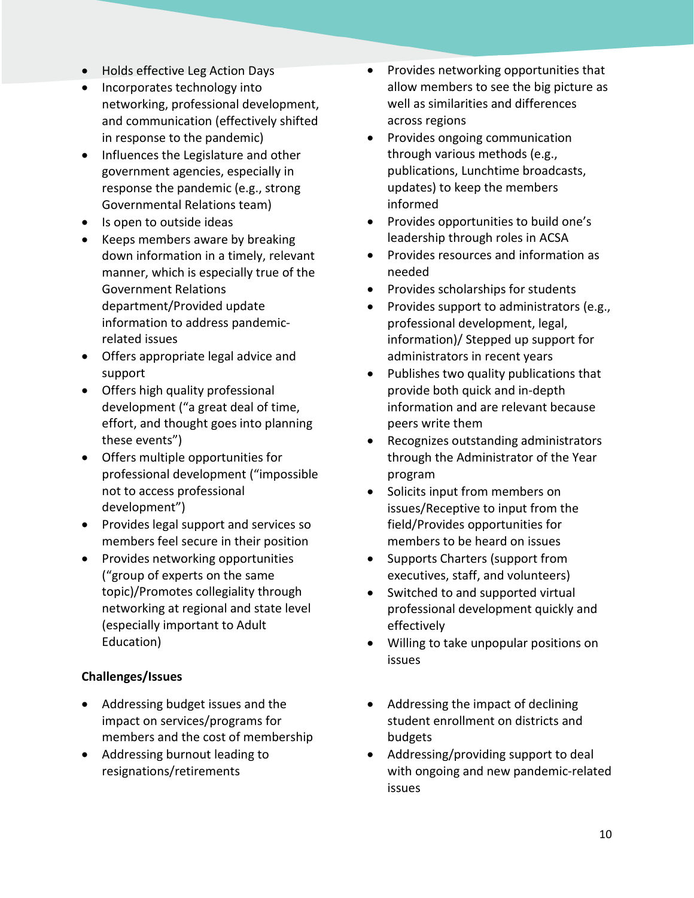- Holds effective Leg Action Days
- Incorporates technology into networking, professional development, and communication (effectively shifted in response to the pandemic)
- Influences the Legislature and other government agencies, especially in response the pandemic (e.g., strong Governmental Relations team)
- Is open to outside ideas
- Keeps members aware by breaking down information in a timely, relevant manner, which is especially true of the Government Relations department/Provided update information to address pandemic-related issues
- Offers appropriate legal advice and support
- Offers high quality professional development ("a great deal of time, effort, and thought goes into planning these events")
- Offers multiple opportunities for professional development ("impossible not to access professional development")
- Provides legal support and services so members feel secure in their position
- Provides networking opportunities ("group of experts on the same topic)/Promotes collegiality through networking at regional and state level (especially important to Adult Education)
- Provides networking opportunities that allow members to see the big picture as well as similarities and differences across regions
- Provides ongoing communication through various methods (e.g., publications, Lunchtime broadcasts, updates) to keep the members informed
- Provides opportunities to build one's leadership through roles in ACSA
- Provides resources and information as needed
- Provides scholarships for students
- Provides support to administrators (e.g., professional development, legal, information)/ Stepped up support for administrators in recent years
- Publishes two quality publications that provide both quick and in-depth information and are relevant because peers write them
- Recognizes outstanding administrators through the Administrator of the Year program
- Solicits input from members on issues/Receptive to input from the field/Provides opportunities for members to be heard on issues
- Supports Charters (support from executives, staff, and volunteers)
- Switched to and supported virtual professional development quickly and effectively
- Willing to take unpopular positions on issues

**Challenges/Issues**

- Addressing budget issues and the impact on services/programs for members and the cost of membership
- Addressing burnout leading to resignations/retirements
- Addressing the impact of declining student enrollment on districts and budgets
- Addressing/providing support to deal with ongoing and new pandemic-related issues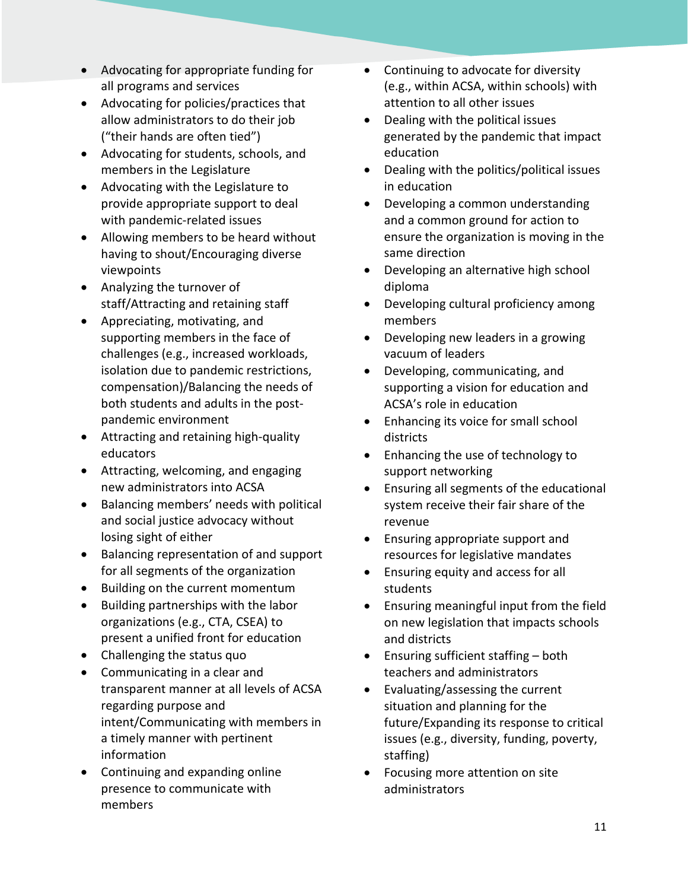- Advocating for appropriate funding for all programs and services
- Advocating for policies/practices that allow administrators to do their job ("their hands are often tied")
- Advocating for students, schools, and members in the Legislature
- Advocating with the Legislature to provide appropriate support to deal with pandemic-related issues
- Allowing members to be heard without having to shout/Encouraging diverse viewpoints
- Analyzing the turnover of staff/Attracting and retaining staff
- Appreciating, motivating, and supporting members in the face of challenges (e.g., increased workloads, isolation due to pandemic restrictions, compensation)/Balancing the needs of both students and adults in the post-pandemic environment
- Attracting and retaining high-quality educators
- Attracting, welcoming, and engaging new administrators into ACSA
- Balancing members' needs with political and social justice advocacy without losing sight of either
- Balancing representation of and support for all segments of the organization
- Building on the current momentum
- Building partnerships with the labor organizations (e.g., CTA, CSEA) to present a unified front for education
- Challenging the status quo
- Communicating in a clear and transparent manner at all levels of ACSA regarding purpose and intent/Communicating with members in a timely manner with pertinent information
- Continuing and expanding online presence to communicate with members
- Continuing to advocate for diversity (e.g., within ACSA, within schools) with attention to all other issues
- Dealing with the political issues generated by the pandemic that impact education
- Dealing with the politics/political issues in education
- Developing a common understanding and a common ground for action to ensure the organization is moving in the same direction
- Developing an alternative high school diploma
- Developing cultural proficiency among members
- Developing new leaders in a growing vacuum of leaders
- Developing, communicating, and supporting a vision for education and ACSA's role in education
- Enhancing its voice for small school districts
- Enhancing the use of technology to support networking
- Ensuring all segments of the educational system receive their fair share of the revenue
- Ensuring appropriate support and resources for legislative mandates
- Ensuring equity and access for all students
- Ensuring meaningful input from the field on new legislation that impacts schools and districts
- Ensuring sufficient staffing – both teachers and administrators
- Evaluating/assessing the current situation and planning for the future/Expanding its response to critical issues (e.g., diversity, funding, poverty, staffing)
- Focusing more attention on site administrators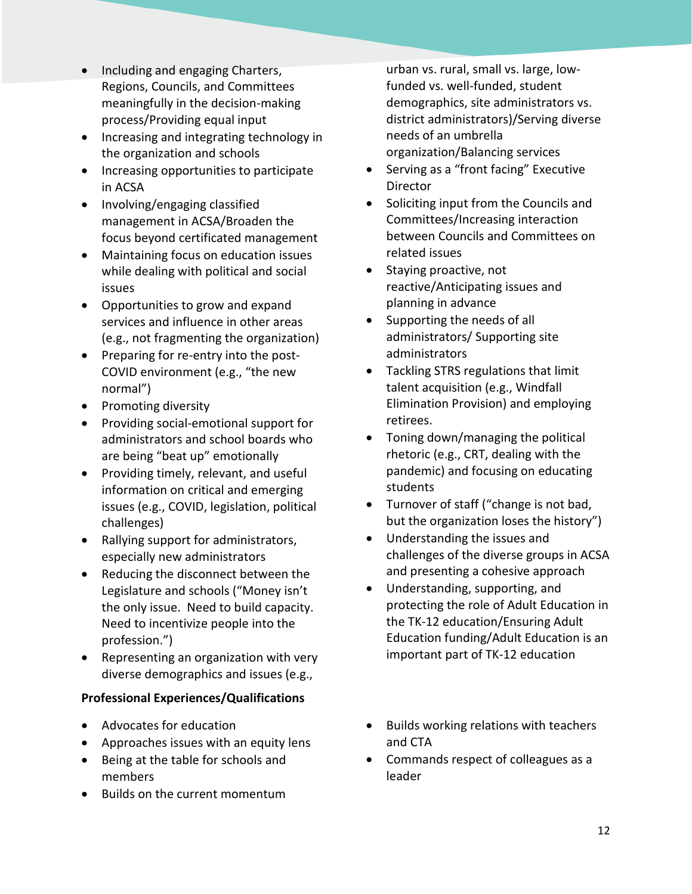- Including and engaging Charters, Regions, Councils, and Committees meaningfully in the decision-making process/Providing equal input
- Increasing and integrating technology in the organization and schools
- Increasing opportunities to participate in ACSA
- Involving/engaging classified management in ACSA/Broaden the focus beyond certificated management
- Maintaining focus on education issues while dealing with political and social issues
- Opportunities to grow and expand services and influence in other areas (e.g., not fragmenting the organization)
- Preparing for re-entry into the post-COVID environment (e.g., "the new normal")
- Promoting diversity
- Providing social-emotional support for administrators and school boards who are being "beat up" emotionally
- Providing timely, relevant, and useful information on critical and emerging issues (e.g., COVID, legislation, political challenges)
- Rallying support for administrators, especially new administrators
- Reducing the disconnect between the Legislature and schools ("Money isn't the only issue. Need to build capacity. Need to incentivize people into the profession.")
- Representing an organization with very diverse demographics and issues (e.g., urban vs. rural, small vs. large, low-funded vs. well-funded, student demographics, site administrators vs. district administrators)/Serving diverse needs of an umbrella organization/Balancing services
- Serving as a "front facing" Executive Director
- Soliciting input from the Councils and Committees/Increasing interaction between Councils and Committees on related issues
- Staying proactive, not reactive/Anticipating issues and planning in advance
- Supporting the needs of all administrators/ Supporting site administrators
- Tackling STRS regulations that limit talent acquisition (e.g., Windfall Elimination Provision) and employing retirees.
- Toning down/managing the political rhetoric (e.g., CRT, dealing with the pandemic) and focusing on educating students
- Turnover of staff ("change is not bad, but the organization loses the history")
- Understanding the issues and challenges of the diverse groups in ACSA and presenting a cohesive approach
- Understanding, supporting, and protecting the role of Adult Education in the TK-12 education/Ensuring Adult Education funding/Adult Education is an important part of TK-12 education

**Professional Experiences/Qualifications**

- Advocates for education
- Approaches issues with an equity lens
- Being at the table for schools and members
- Builds on the current momentum
- Builds working relations with teachers and CTA
- Commands respect of colleagues as a leader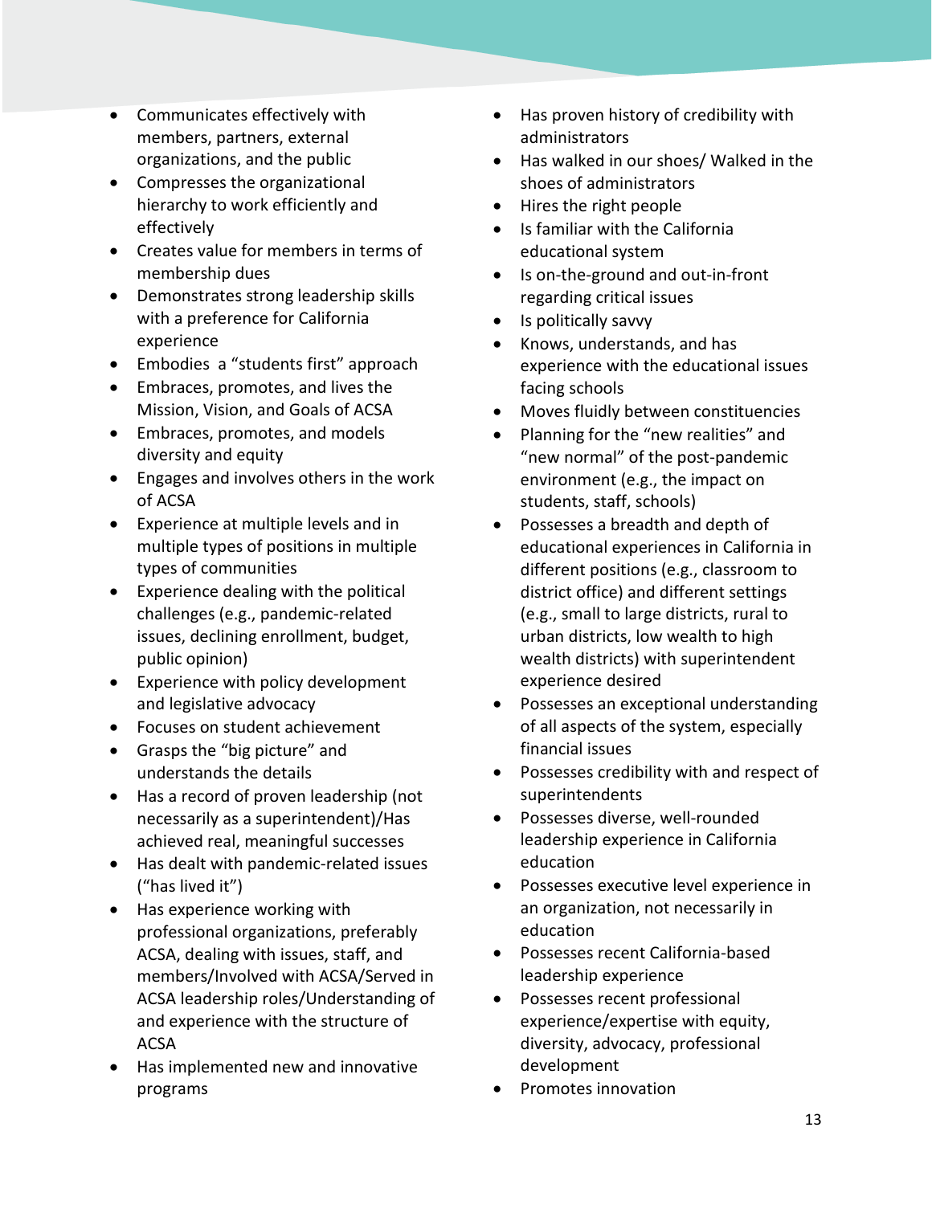- Communicates effectively with members, partners, external organizations, and the public
- Compresses the organizational hierarchy to work efficiently and effectively
- Creates value for members in terms of membership dues
- Demonstrates strong leadership skills with a preference for California experience
- Embodies a "students first" approach
- Embraces, promotes, and lives the Mission, Vision, and Goals of ACSA
- Embraces, promotes, and models diversity and equity
- Engages and involves others in the work of ACSA
- Experience at multiple levels and in multiple types of positions in multiple types of communities
- Experience dealing with the political challenges (e.g., pandemic-related issues, declining enrollment, budget, public opinion)
- Experience with policy development and legislative advocacy
- Focuses on student achievement
- Grasps the "big picture" and understands the details
- Has a record of proven leadership (not necessarily as a superintendent)/Has achieved real, meaningful successes
- Has dealt with pandemic-related issues ("has lived it")
- Has experience working with professional organizations, preferably ACSA, dealing with issues, staff, and members/Involved with ACSA/Served in ACSA leadership roles/Understanding of and experience with the structure of ACSA
- Has implemented new and innovative programs
- Has proven history of credibility with administrators
- Has walked in our shoes/ Walked in the shoes of administrators
- Hires the right people
- Is familiar with the California educational system
- Is on-the-ground and out-in-front regarding critical issues
- Is politically savvy
- Knows, understands, and has experience with the educational issues facing schools
- Moves fluidly between constituencies
- Planning for the "new realities" and "new normal" of the post-pandemic environment (e.g., the impact on students, staff, schools)
- Possesses a breadth and depth of educational experiences in California in different positions (e.g., classroom to district office) and different settings (e.g., small to large districts, rural to urban districts, low wealth to high wealth districts) with superintendent experience desired
- Possesses an exceptional understanding of all aspects of the system, especially financial issues
- Possesses credibility with and respect of superintendents
- Possesses diverse, well-rounded leadership experience in California education
- Possesses executive level experience in an organization, not necessarily in education
- Possesses recent California-based leadership experience
- Possesses recent professional experience/expertise with equity, diversity, advocacy, professional development
- Promotes innovation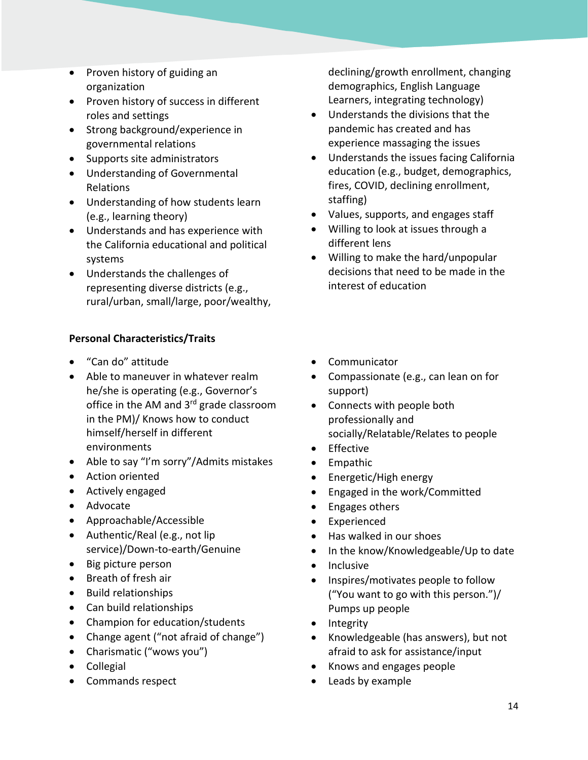- Proven history of guiding an organization
- Proven history of success in different roles and settings
- Strong background/experience in governmental relations
- Supports site administrators
- Understanding of Governmental Relations
- Understanding of how students learn (e.g., learning theory)
- Understands and has experience with the California educational and political systems
- Understands the challenges of representing diverse districts (e.g., rural/urban, small/large, poor/wealthy, declining/growth enrollment, changing demographics, English Language Learners, integrating technology)
- Understands the divisions that the pandemic has created and has experience massaging the issues
- Understands the issues facing California education (e.g., budget, demographics, fires, COVID, declining enrollment, staffing)
- Values, supports, and engages staff
- Willing to look at issues through a different lens
- Willing to make the hard/unpopular decisions that need to be made in the interest of education

**Personal Characteristics/Traits**

- "Can do" attitude
- Able to maneuver in whatever realm he/she is operating (e.g., Governor's office in the AM and 3rd grade classroom in the PM)/ Knows how to conduct himself/herself in different environments
- Able to say "I'm sorry"/Admits mistakes
- Action oriented
- Actively engaged
- Advocate
- Approachable/Accessible
- Authentic/Real (e.g., not lip service)/Down-to-earth/Genuine
- Big picture person
- Breath of fresh air
- Build relationships
- Can build relationships
- Champion for education/students
- Change agent ("not afraid of change")
- Charismatic ("wows you")
- Collegial
- Commands respect
- Communicator
- Compassionate (e.g., can lean on for support)
- Connects with people both professionally and socially/Relatable/Relates to people
- Effective
- Empathic
- Energetic/High energy
- Engaged in the work/Committed
- Engages others
- Experienced
- Has walked in our shoes
- In the know/Knowledgeable/Up to date
- Inclusive
- Inspires/motivates people to follow ("You want to go with this person.")/ Pumps up people
- Integrity
- Knowledgeable (has answers), but not afraid to ask for assistance/input
- Knows and engages people
- Leads by example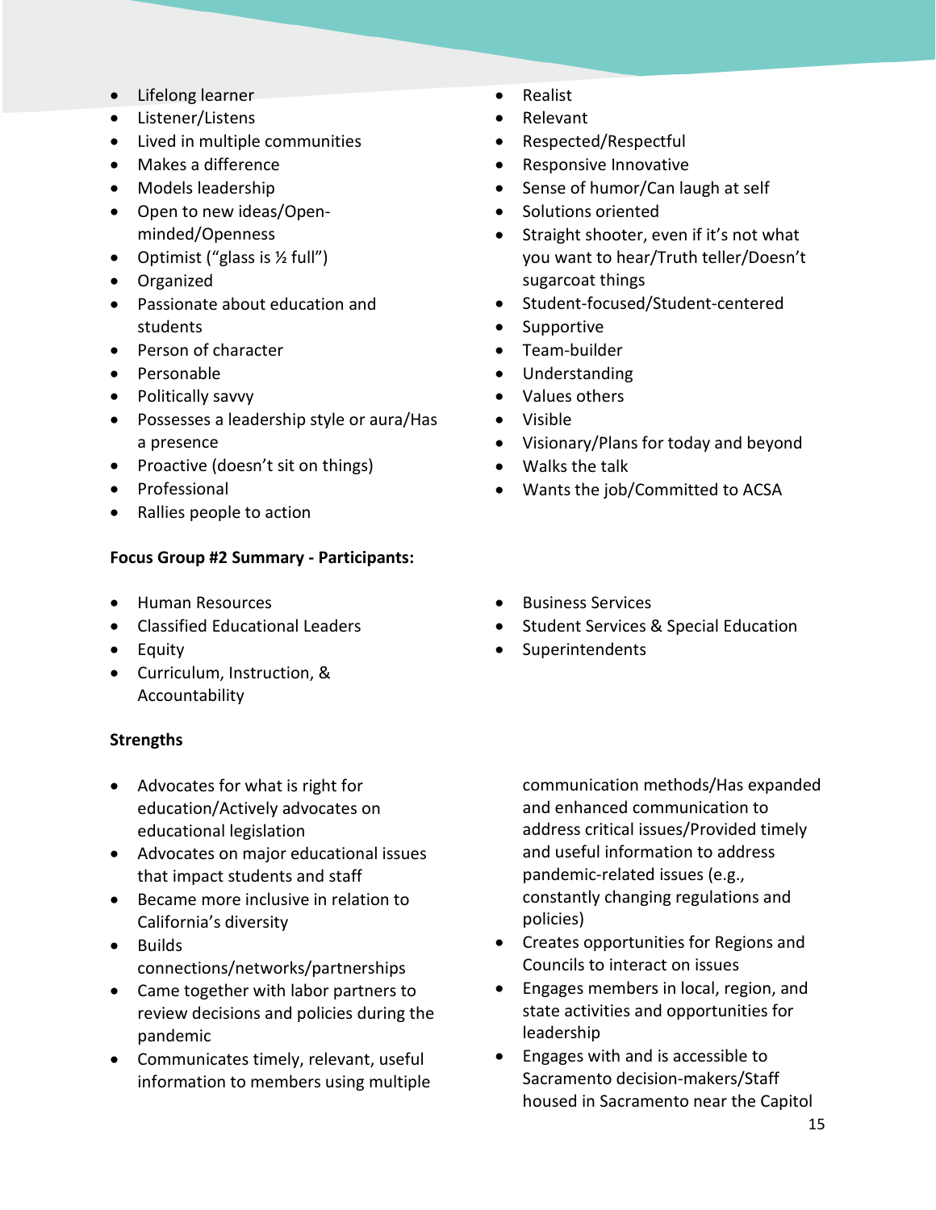- Lifelong learner
- Listener/Listens
- Lived in multiple communities
- Makes a difference
- Models leadership
- Open to new ideas/Open-minded/Openness
- Optimist ("glass is ½ full")
- Organized
- Passionate about education and students
- Person of character
- Personable
- Politically savvy
- Possesses a leadership style or aura/Has a presence
- Proactive (doesn't sit on things)
- Professional
- Rallies people to action
- Realist
- Relevant
- Respected/Respectful
- Responsive Innovative
- Sense of humor/Can laugh at self
- Solutions oriented
- Straight shooter, even if it's not what you want to hear/Truth teller/Doesn't sugarcoat things
- Student-focused/Student-centered
- Supportive
- Team-builder
- Understanding
- Values others
- Visible
- Visionary/Plans for today and beyond
- Walks the talk
- Wants the job/Committed to ACSA

**Focus Group #2 Summary - Participants:**

- Human Resources
- Classified Educational Leaders
- Equity
- Curriculum, Instruction, & Accountability
- Business Services
- Student Services & Special Education
- Superintendents

**Strengths**

- Advocates for what is right for education/Actively advocates on educational legislation
- Advocates on major educational issues that impact students and staff
- Became more inclusive in relation to California's diversity
- Builds connections/networks/partnerships
- Came together with labor partners to review decisions and policies during the pandemic
- Communicates timely, relevant, useful information to members using multiple communication methods/Has expanded and enhanced communication to address critical issues/Provided timely and useful information to address pandemic-related issues (e.g., constantly changing regulations and policies)
- Creates opportunities for Regions and Councils to interact on issues
- Engages members in local, region, and state activities and opportunities for leadership
- Engages with and is accessible to Sacramento decision-makers/Staff housed in Sacramento near the Capitol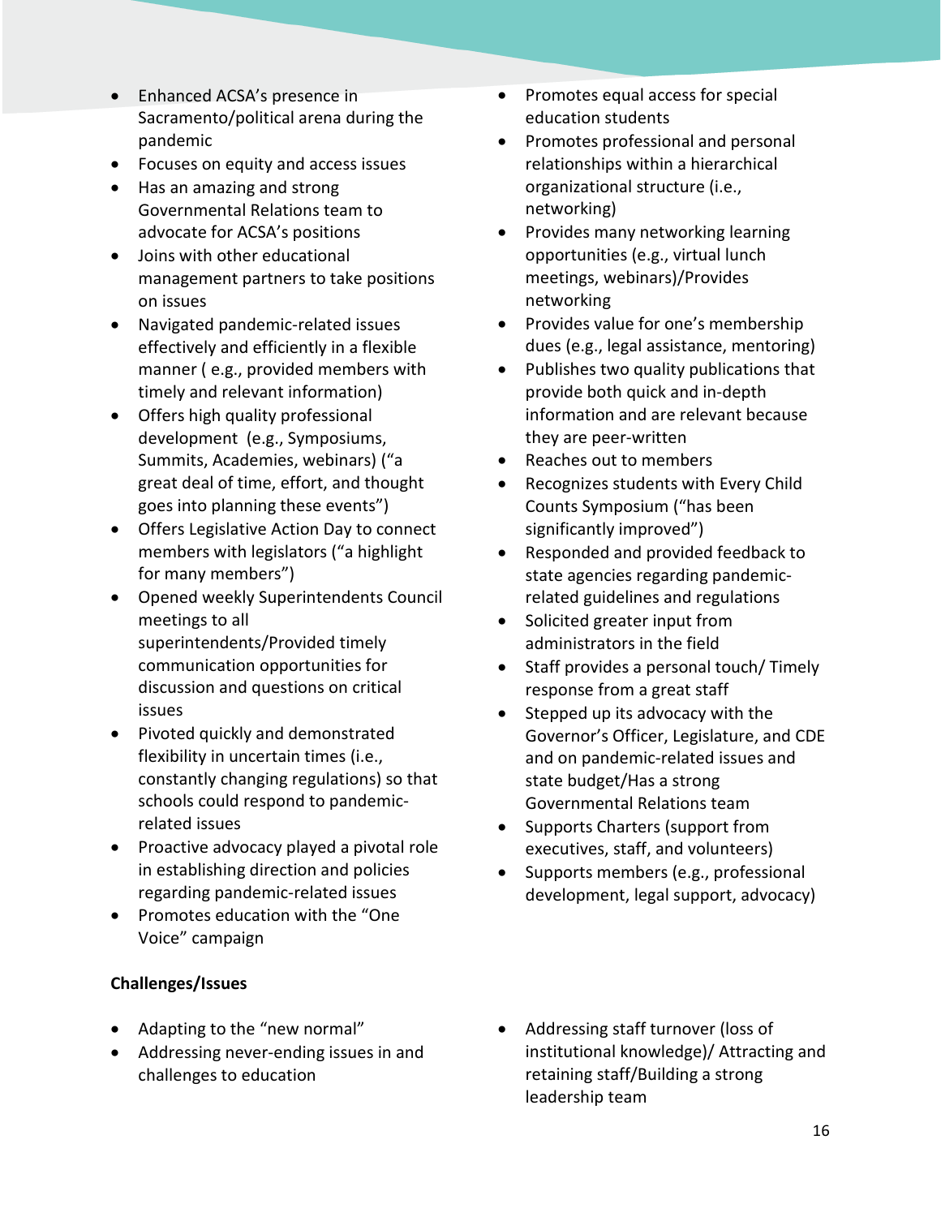- Enhanced ACSA's presence in Sacramento/political arena during the pandemic
- Focuses on equity and access issues
- Has an amazing and strong Governmental Relations team to advocate for ACSA's positions
- Joins with other educational management partners to take positions on issues
- Navigated pandemic-related issues effectively and efficiently in a flexible manner ( e.g., provided members with timely and relevant information)
- Offers high quality professional development (e.g., Symposiums, Summits, Academies, webinars) ("a great deal of time, effort, and thought goes into planning these events")
- Offers Legislative Action Day to connect members with legislators ("a highlight for many members")
- Opened weekly Superintendents Council meetings to all superintendents/Provided timely communication opportunities for discussion and questions on critical issues
- Pivoted quickly and demonstrated flexibility in uncertain times (i.e., constantly changing regulations) so that schools could respond to pandemic-related issues
- Proactive advocacy played a pivotal role in establishing direction and policies regarding pandemic-related issues
- Promotes education with the "One Voice" campaign
- Promotes equal access for special education students
- Promotes professional and personal relationships within a hierarchical organizational structure (i.e., networking)
- Provides many networking learning opportunities (e.g., virtual lunch meetings, webinars)/Provides networking
- Provides value for one's membership dues (e.g., legal assistance, mentoring)
- Publishes two quality publications that provide both quick and in-depth information and are relevant because they are peer-written
- Reaches out to members
- Recognizes students with Every Child Counts Symposium ("has been significantly improved")
- Responded and provided feedback to state agencies regarding pandemic-related guidelines and regulations
- Solicited greater input from administrators in the field
- Staff provides a personal touch/ Timely response from a great staff
- Stepped up its advocacy with the Governor's Officer, Legislature, and CDE and on pandemic-related issues and state budget/Has a strong Governmental Relations team
- Supports Charters (support from executives, staff, and volunteers)
- Supports members (e.g., professional development, legal support, advocacy)

**Challenges/Issues**

- Adapting to the "new normal"
- Addressing never-ending issues in and challenges to education
- Addressing staff turnover (loss of institutional knowledge)/ Attracting and retaining staff/Building a strong leadership team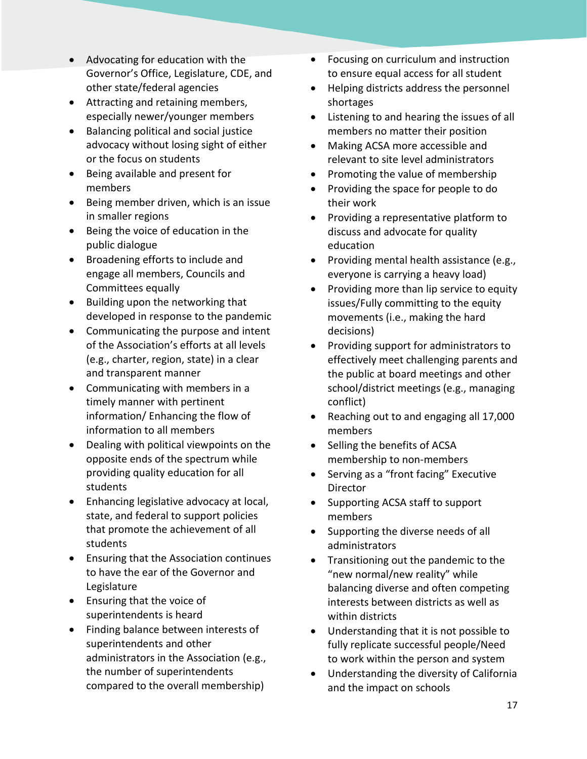- Advocating for education with the Governor's Office, Legislature, CDE, and other state/federal agencies
- Attracting and retaining members, especially newer/younger members
- Balancing political and social justice advocacy without losing sight of either or the focus on students
- Being available and present for members
- Being member driven, which is an issue in smaller regions
- Being the voice of education in the public dialogue
- Broadening efforts to include and engage all members, Councils and Committees equally
- Building upon the networking that developed in response to the pandemic
- Communicating the purpose and intent of the Association's efforts at all levels (e.g., charter, region, state) in a clear and transparent manner
- Communicating with members in a timely manner with pertinent information/ Enhancing the flow of information to all members
- Dealing with political viewpoints on the opposite ends of the spectrum while providing quality education for all students
- Enhancing legislative advocacy at local, state, and federal to support policies that promote the achievement of all students
- Ensuring that the Association continues to have the ear of the Governor and Legislature
- Ensuring that the voice of superintendents is heard
- Finding balance between interests of superintendents and other administrators in the Association (e.g., the number of superintendents compared to the overall membership)
- Focusing on curriculum and instruction to ensure equal access for all student
- Helping districts address the personnel shortages
- Listening to and hearing the issues of all members no matter their position
- Making ACSA more accessible and relevant to site level administrators
- Promoting the value of membership
- Providing the space for people to do their work
- Providing a representative platform to discuss and advocate for quality education
- Providing mental health assistance (e.g., everyone is carrying a heavy load)
- Providing more than lip service to equity issues/Fully committing to the equity movements (i.e., making the hard decisions)
- Providing support for administrators to effectively meet challenging parents and the public at board meetings and other school/district meetings (e.g., managing conflict)
- Reaching out to and engaging all 17,000 members
- Selling the benefits of ACSA membership to non-members
- Serving as a "front facing" Executive Director
- Supporting ACSA staff to support members
- Supporting the diverse needs of all administrators
- Transitioning out the pandemic to the "new normal/new reality" while balancing diverse and often competing interests between districts as well as within districts
- Understanding that it is not possible to fully replicate successful people/Need to work within the person and system
- Understanding the diversity of California and the impact on schools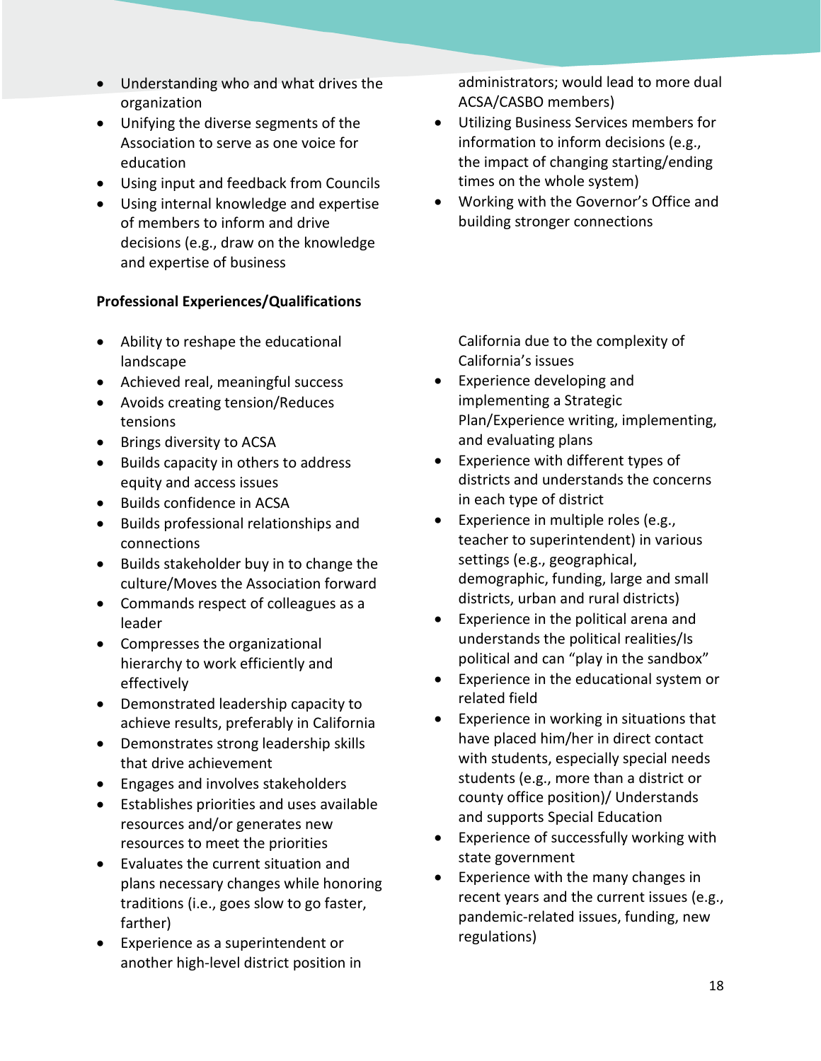- Understanding who and what drives the organization
- Unifying the diverse segments of the Association to serve as one voice for education
- Using input and feedback from Councils
- Using internal knowledge and expertise of members to inform and drive decisions (e.g., draw on the knowledge and expertise of business administrators; would lead to more dual ACSA/CASBO members)
- Utilizing Business Services members for information to inform decisions (e.g., the impact of changing starting/ending times on the whole system)
- Working with the Governor's Office and building stronger connections

**Professional Experiences/Qualifications**

- Ability to reshape the educational landscape
- Achieved real, meaningful success
- Avoids creating tension/Reduces tensions
- Brings diversity to ACSA
- Builds capacity in others to address equity and access issues
- Builds confidence in ACSA
- Builds professional relationships and connections
- Builds stakeholder buy in to change the culture/Moves the Association forward
- Commands respect of colleagues as a leader
- Compresses the organizational hierarchy to work efficiently and effectively
- Demonstrated leadership capacity to achieve results, preferably in California
- Demonstrates strong leadership skills that drive achievement
- Engages and involves stakeholders
- Establishes priorities and uses available resources and/or generates new resources to meet the priorities
- Evaluates the current situation and plans necessary changes while honoring traditions (i.e., goes slow to go faster, farther)
- Experience as a superintendent or another high-level district position in California due to the complexity of California's issues
- Experience developing and implementing a Strategic Plan/Experience writing, implementing, and evaluating plans
- Experience with different types of districts and understands the concerns in each type of district
- Experience in multiple roles (e.g., teacher to superintendent) in various settings (e.g., geographical, demographic, funding, large and small districts, urban and rural districts)
- Experience in the political arena and understands the political realities/Is political and can "play in the sandbox"
- Experience in the educational system or related field
- Experience in working in situations that have placed him/her in direct contact with students, especially special needs students (e.g., more than a district or county office position)/ Understands and supports Special Education
- Experience of successfully working with state government
- Experience with the many changes in recent years and the current issues (e.g., pandemic-related issues, funding, new regulations)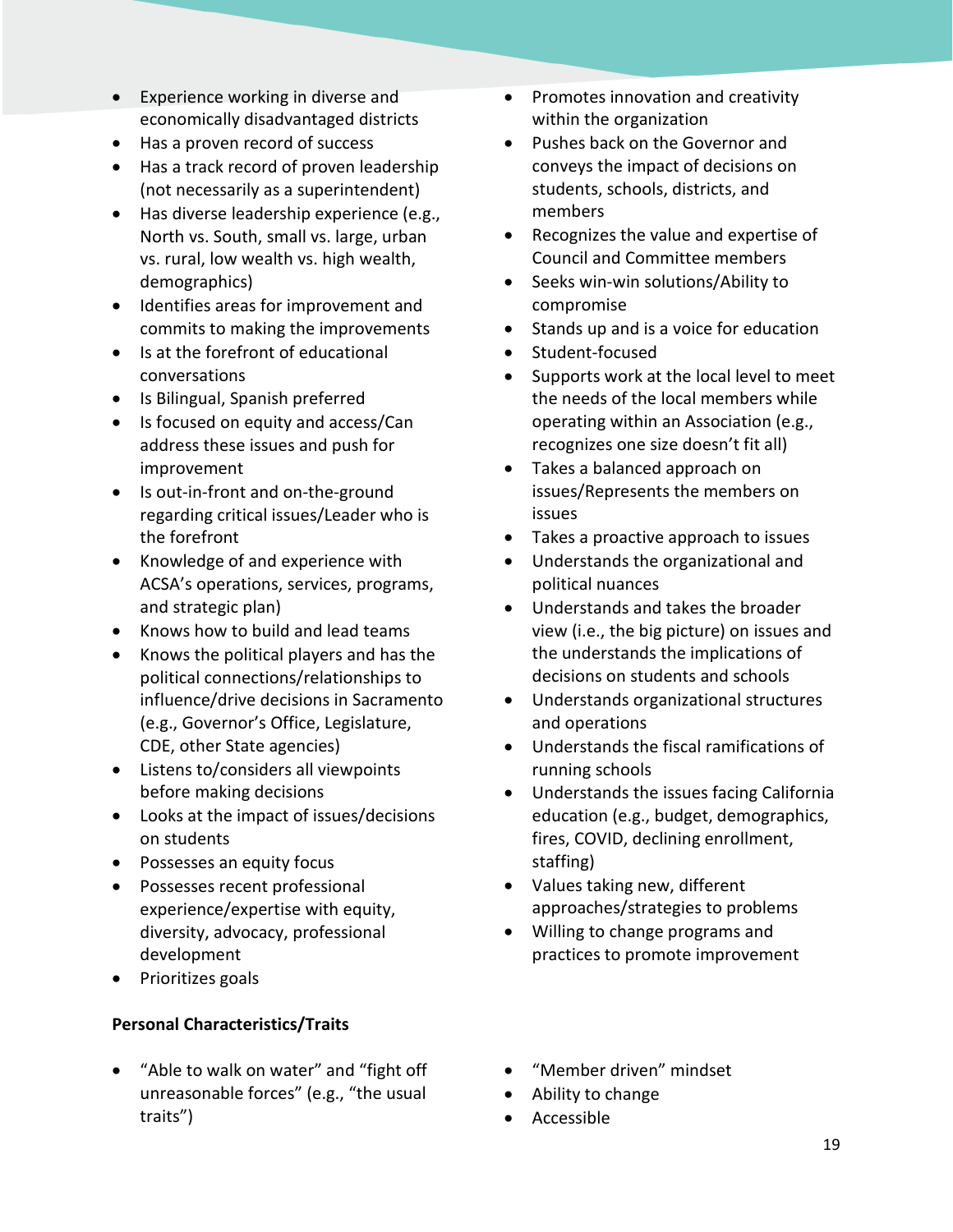- Experience working in diverse and economically disadvantaged districts
- Has a proven record of success
- Has a track record of proven leadership (not necessarily as a superintendent)
- Has diverse leadership experience (e.g., North vs. South, small vs. large, urban vs. rural, low wealth vs. high wealth, demographics)
- Identifies areas for improvement and commits to making the improvements
- Is at the forefront of educational conversations
- Is Bilingual, Spanish preferred
- Is focused on equity and access/Can address these issues and push for improvement
- Is out-in-front and on-the-ground regarding critical issues/Leader who is the forefront
- Knowledge of and experience with ACSA's operations, services, programs, and strategic plan)
- Knows how to build and lead teams
- Knows the political players and has the political connections/relationships to influence/drive decisions in Sacramento (e.g., Governor's Office, Legislature, CDE, other State agencies)
- Listens to/considers all viewpoints before making decisions
- Looks at the impact of issues/decisions on students
- Possesses an equity focus
- Possesses recent professional experience/expertise with equity, diversity, advocacy, professional development
- Prioritizes goals
- Promotes innovation and creativity within the organization
- Pushes back on the Governor and conveys the impact of decisions on students, schools, districts, and members
- Recognizes the value and expertise of Council and Committee members
- Seeks win-win solutions/Ability to compromise
- Stands up and is a voice for education
- Student-focused
- Supports work at the local level to meet the needs of the local members while operating within an Association (e.g., recognizes one size doesn't fit all)
- Takes a balanced approach on issues/Represents the members on issues
- Takes a proactive approach to issues
- Understands the organizational and political nuances
- Understands and takes the broader view (i.e., the big picture) on issues and the understands the implications of decisions on students and schools
- Understands organizational structures and operations
- Understands the fiscal ramifications of running schools
- Understands the issues facing California education (e.g., budget, demographics, fires, COVID, declining enrollment, staffing)
- Values taking new, different approaches/strategies to problems
- Willing to change programs and practices to promote improvement

**Personal Characteristics/Traits**

- "Able to walk on water" and "fight off unreasonable forces" (e.g., "the usual traits")
- "Member driven" mindset
- Ability to change
- Accessible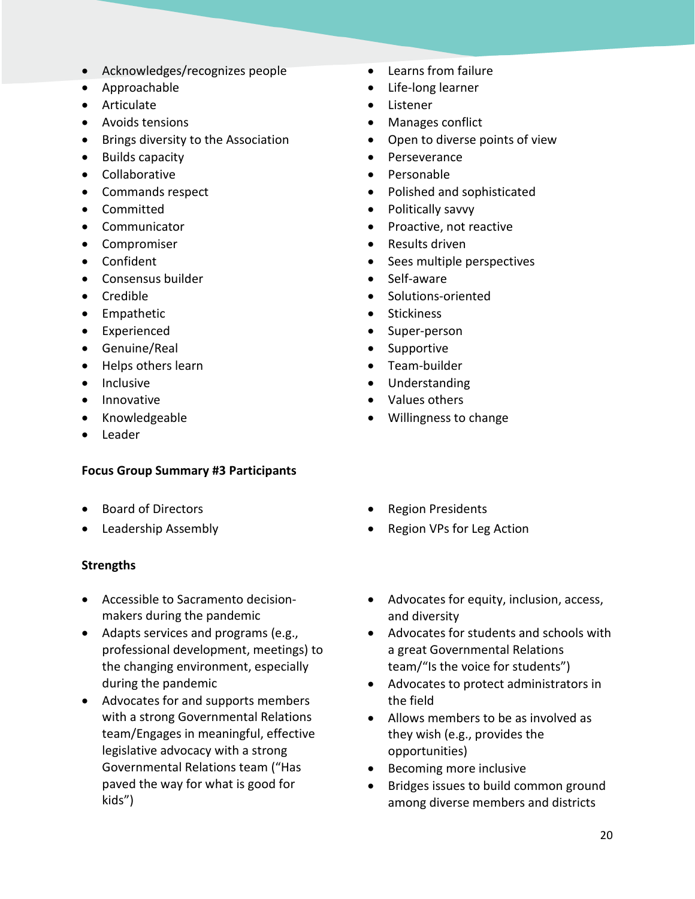- Acknowledges/recognizes people
- Approachable
- Articulate
- Avoids tensions
- Brings diversity to the Association
- Builds capacity
- Collaborative
- Commands respect
- Committed
- Communicator
- Compromiser
- Confident
- Consensus builder
- Credible
- Empathetic
- Experienced
- Genuine/Real
- Helps others learn
- Inclusive
- Innovative
- Knowledgeable
- Leader
- Learns from failure
- Life-long learner
- Listener
- Manages conflict
- Open to diverse points of view
- Perseverance
- Personable
- Polished and sophisticated
- Politically savvy
- Proactive, not reactive
- Results driven
- Sees multiple perspectives
- Self-aware
- Solutions-oriented
- Stickiness
- Super-person
- Supportive
- Team-builder
- Understanding
- Values others
- Willingness to change

**Focus Group Summary #3 Participants**

- Board of Directors
- Leadership Assembly
- Region Presidents
- Region VPs for Leg Action

**Strengths**

- Accessible to Sacramento decision-makers during the pandemic
- Adapts services and programs (e.g., professional development, meetings) to the changing environment, especially during the pandemic
- Advocates for and supports members with a strong Governmental Relations team/Engages in meaningful, effective legislative advocacy with a strong Governmental Relations team ("Has paved the way for what is good for kids")
- Advocates for equity, inclusion, access, and diversity
- Advocates for students and schools with a great Governmental Relations team/"Is the voice for students")
- Advocates to protect administrators in the field
- Allows members to be as involved as they wish (e.g., provides the opportunities)
- Becoming more inclusive
- Bridges issues to build common ground among diverse members and districts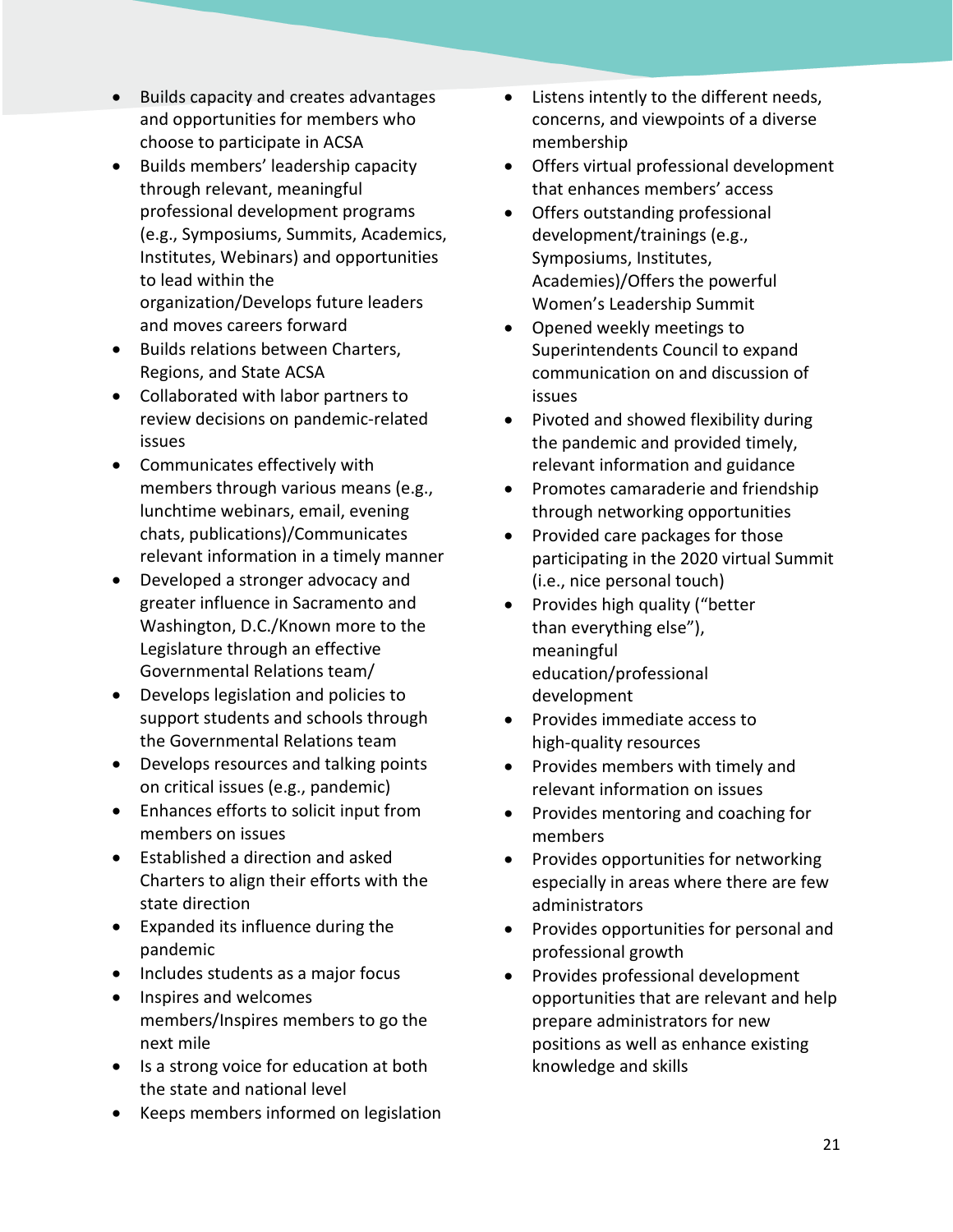- Builds capacity and creates advantages and opportunities for members who choose to participate in ACSA
- Builds members' leadership capacity through relevant, meaningful professional development programs (e.g., Symposiums, Summits, Academics, Institutes, Webinars) and opportunities to lead within the organization/Develops future leaders and moves careers forward
- Builds relations between Charters, Regions, and State ACSA
- Collaborated with labor partners to review decisions on pandemic-related issues
- Communicates effectively with members through various means (e.g., lunchtime webinars, email, evening chats, publications)/Communicates relevant information in a timely manner
- Developed a stronger advocacy and greater influence in Sacramento and Washington, D.C./Known more to the Legislature through an effective Governmental Relations team/
- Develops legislation and policies to support students and schools through the Governmental Relations team
- Develops resources and talking points on critical issues (e.g., pandemic)
- Enhances efforts to solicit input from members on issues
- Established a direction and asked Charters to align their efforts with the state direction
- Expanded its influence during the pandemic
- Includes students as a major focus
- Inspires and welcomes members/Inspires members to go the next mile
- Is a strong voice for education at both the state and national level
- Keeps members informed on legislation
- Listens intently to the different needs, concerns, and viewpoints of a diverse membership
- Offers virtual professional development that enhances members' access
- Offers outstanding professional development/trainings (e.g., Symposiums, Institutes, Academies)/Offers the powerful Women's Leadership Summit
- Opened weekly meetings to Superintendents Council to expand communication on and discussion of issues
- Pivoted and showed flexibility during the pandemic and provided timely, relevant information and guidance
- Promotes camaraderie and friendship through networking opportunities
- Provided care packages for those participating in the 2020 virtual Summit (i.e., nice personal touch)
- Provides high quality ("better than everything else"), meaningful education/professional development
- Provides immediate access to high-quality resources
- Provides members with timely and relevant information on issues
- Provides mentoring and coaching for members
- Provides opportunities for networking especially in areas where there are few administrators
- Provides opportunities for personal and professional growth
- Provides professional development opportunities that are relevant and help prepare administrators for new positions as well as enhance existing knowledge and skills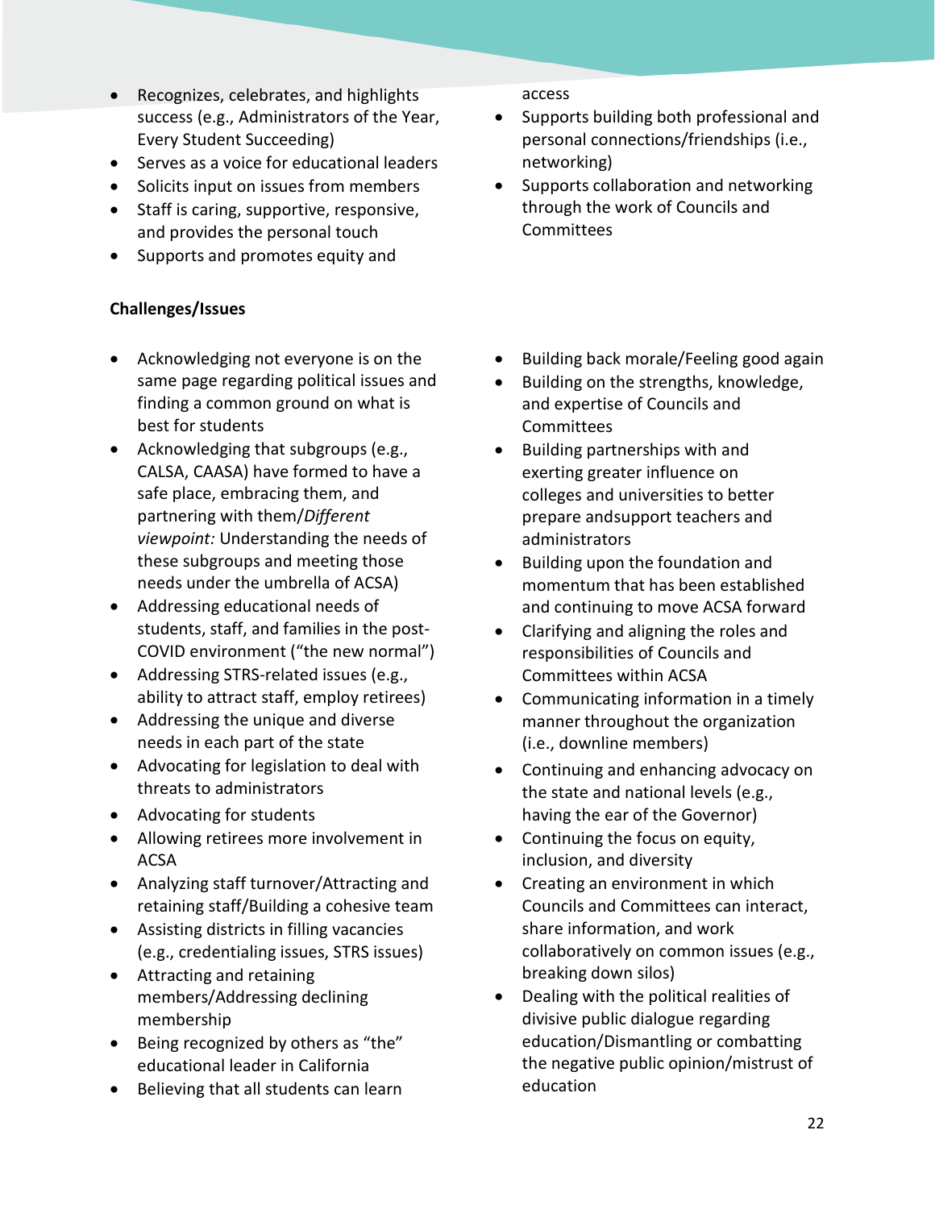- Recognizes, celebrates, and highlights success (e.g., Administrators of the Year, Every Student Succeeding)
- Serves as a voice for educational leaders
- Solicits input on issues from members
- Staff is caring, supportive, responsive, and provides the personal touch
- Supports and promotes equity and access
- Supports building both professional and personal connections/friendships (i.e., networking)
- Supports collaboration and networking through the work of Councils and Committees

**Challenges/Issues**

- Acknowledging not everyone is on the same page regarding political issues and finding a common ground on what is best for students
- Acknowledging that subgroups (e.g., CALSA, CAASA) have formed to have a safe place, embracing them, and partnering with them/*Different viewpoint:* Understanding the needs of these subgroups and meeting those needs under the umbrella of ACSA)
- Addressing educational needs of students, staff, and families in the post-COVID environment ("the new normal")
- Addressing STRS-related issues (e.g., ability to attract staff, employ retirees)
- Addressing the unique and diverse needs in each part of the state
- Advocating for legislation to deal with threats to administrators
- Advocating for students
- Allowing retirees more involvement in ACSA
- Analyzing staff turnover/Attracting and retaining staff/Building a cohesive team
- Assisting districts in filling vacancies (e.g., credentialing issues, STRS issues)
- Attracting and retaining members/Addressing declining membership
- Being recognized by others as "the" educational leader in California
- Believing that all students can learn
- Building back morale/Feeling good again
- Building on the strengths, knowledge, and expertise of Councils and Committees
- Building partnerships with and exerting greater influence on colleges and universities to better prepare andsupport teachers and administrators
- Building upon the foundation and momentum that has been established and continuing to move ACSA forward
- Clarifying and aligning the roles and responsibilities of Councils and Committees within ACSA
- Communicating information in a timely manner throughout the organization (i.e., downline members)
- Continuing and enhancing advocacy on the state and national levels (e.g., having the ear of the Governor)
- Continuing the focus on equity, inclusion, and diversity
- Creating an environment in which Councils and Committees can interact, share information, and work collaboratively on common issues (e.g., breaking down silos)
- Dealing with the political realities of divisive public dialogue regarding education/Dismantling or combatting the negative public opinion/mistrust of education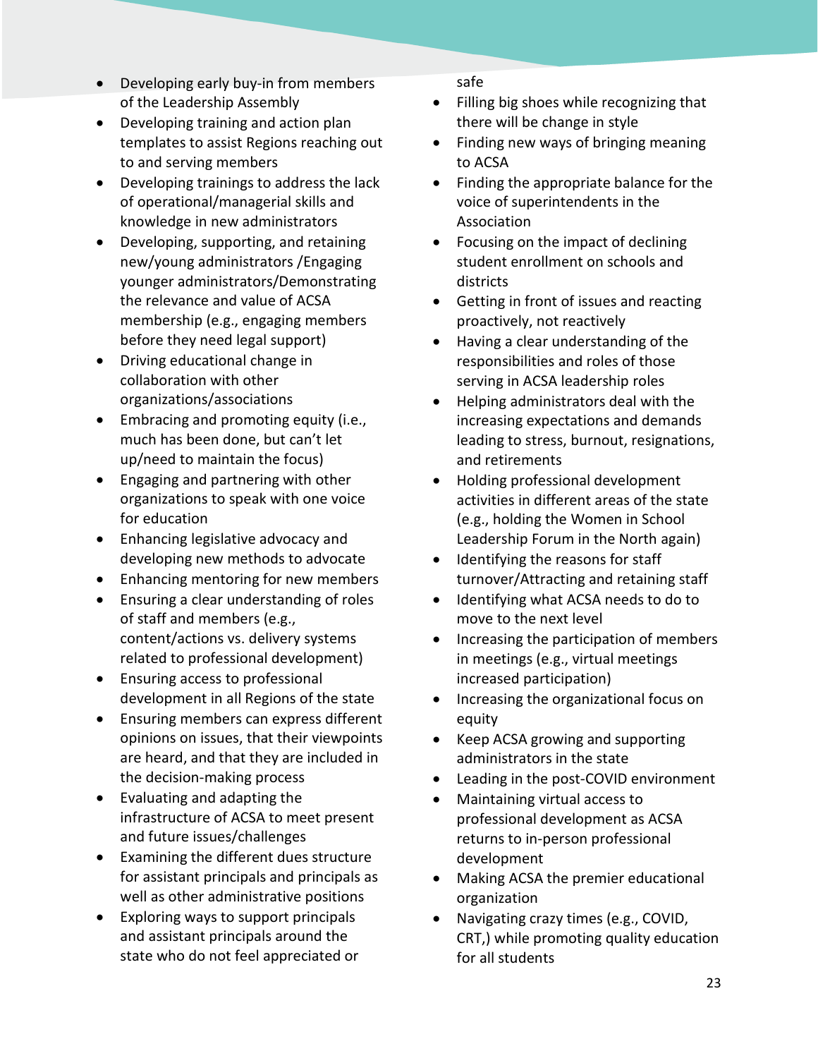- Developing early buy-in from members of the Leadership Assembly
- Developing training and action plan templates to assist Regions reaching out to and serving members
- Developing trainings to address the lack of operational/managerial skills and knowledge in new administrators
- Developing, supporting, and retaining new/young administrators /Engaging younger administrators/Demonstrating the relevance and value of ACSA membership (e.g., engaging members before they need legal support)
- Driving educational change in collaboration with other organizations/associations
- Embracing and promoting equity (i.e., much has been done, but can't let up/need to maintain the focus)
- Engaging and partnering with other organizations to speak with one voice for education
- Enhancing legislative advocacy and developing new methods to advocate
- Enhancing mentoring for new members
- Ensuring a clear understanding of roles of staff and members (e.g., content/actions vs. delivery systems related to professional development)
- Ensuring access to professional development in all Regions of the state
- Ensuring members can express different opinions on issues, that their viewpoints are heard, and that they are included in the decision-making process
- Evaluating and adapting the infrastructure of ACSA to meet present and future issues/challenges
- Examining the different dues structure for assistant principals and principals as well as other administrative positions
- Exploring ways to support principals and assistant principals around the state who do not feel appreciated or safe
- Filling big shoes while recognizing that there will be change in style
- Finding new ways of bringing meaning to ACSA
- Finding the appropriate balance for the voice of superintendents in the Association
- Focusing on the impact of declining student enrollment on schools and districts
- Getting in front of issues and reacting proactively, not reactively
- Having a clear understanding of the responsibilities and roles of those serving in ACSA leadership roles
- Helping administrators deal with the increasing expectations and demands leading to stress, burnout, resignations, and retirements
- Holding professional development activities in different areas of the state (e.g., holding the Women in School Leadership Forum in the North again)
- Identifying the reasons for staff turnover/Attracting and retaining staff
- Identifying what ACSA needs to do to move to the next level
- Increasing the participation of members in meetings (e.g., virtual meetings increased participation)
- Increasing the organizational focus on equity
- Keep ACSA growing and supporting administrators in the state
- Leading in the post-COVID environment
- Maintaining virtual access to professional development as ACSA returns to in-person professional development
- Making ACSA the premier educational organization
- Navigating crazy times (e.g., COVID, CRT,) while promoting quality education for all students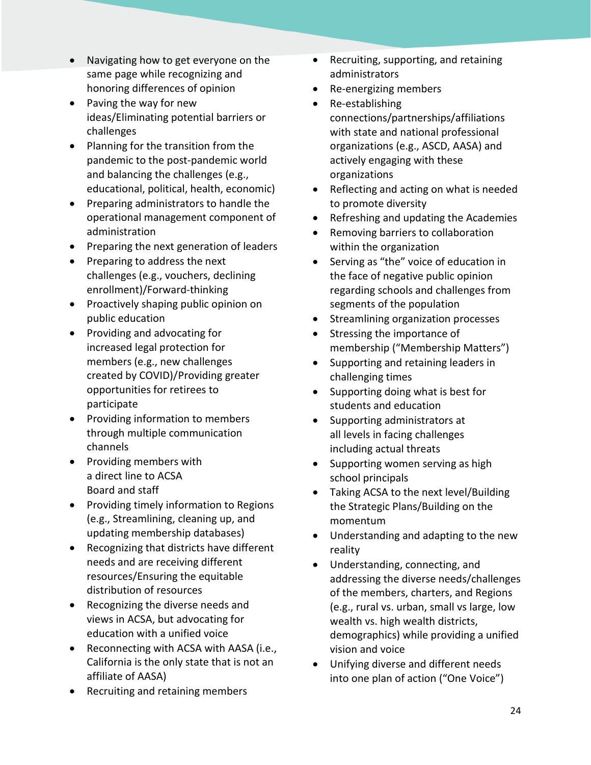- Navigating how to get everyone on the same page while recognizing and honoring differences of opinion
- Paving the way for new ideas/Eliminating potential barriers or challenges
- Planning for the transition from the pandemic to the post-pandemic world and balancing the challenges (e.g., educational, political, health, economic)
- Preparing administrators to handle the operational management component of administration
- Preparing the next generation of leaders
- Preparing to address the next challenges (e.g., vouchers, declining enrollment)/Forward-thinking
- Proactively shaping public opinion on public education
- Providing and advocating for increased legal protection for members (e.g., new challenges created by COVID)/Providing greater opportunities for retirees to participate
- Providing information to members through multiple communication channels
- Providing members with a direct line to ACSA Board and staff
- Providing timely information to Regions (e.g., Streamlining, cleaning up, and updating membership databases)
- Recognizing that districts have different needs and are receiving different resources/Ensuring the equitable distribution of resources
- Recognizing the diverse needs and views in ACSA, but advocating for education with a unified voice
- Reconnecting with ACSA with AASA (i.e., California is the only state that is not an affiliate of AASA)
- Recruiting and retaining members
- Recruiting, supporting, and retaining administrators
- Re-energizing members
- Re-establishing connections/partnerships/affiliations with state and national professional organizations (e.g., ASCD, AASA) and actively engaging with these organizations
- Reflecting and acting on what is needed to promote diversity
- Refreshing and updating the Academies
- Removing barriers to collaboration within the organization
- Serving as "the" voice of education in the face of negative public opinion regarding schools and challenges from segments of the population
- Streamlining organization processes
- Stressing the importance of membership ("Membership Matters")
- Supporting and retaining leaders in challenging times
- Supporting doing what is best for students and education
- Supporting administrators at all levels in facing challenges including actual threats
- Supporting women serving as high school principals
- Taking ACSA to the next level/Building the Strategic Plans/Building on the momentum
- Understanding and adapting to the new reality
- Understanding, connecting, and addressing the diverse needs/challenges of the members, charters, and Regions (e.g., rural vs. urban, small vs large, low wealth vs. high wealth districts, demographics) while providing a unified vision and voice
- Unifying diverse and different needs into one plan of action ("One Voice")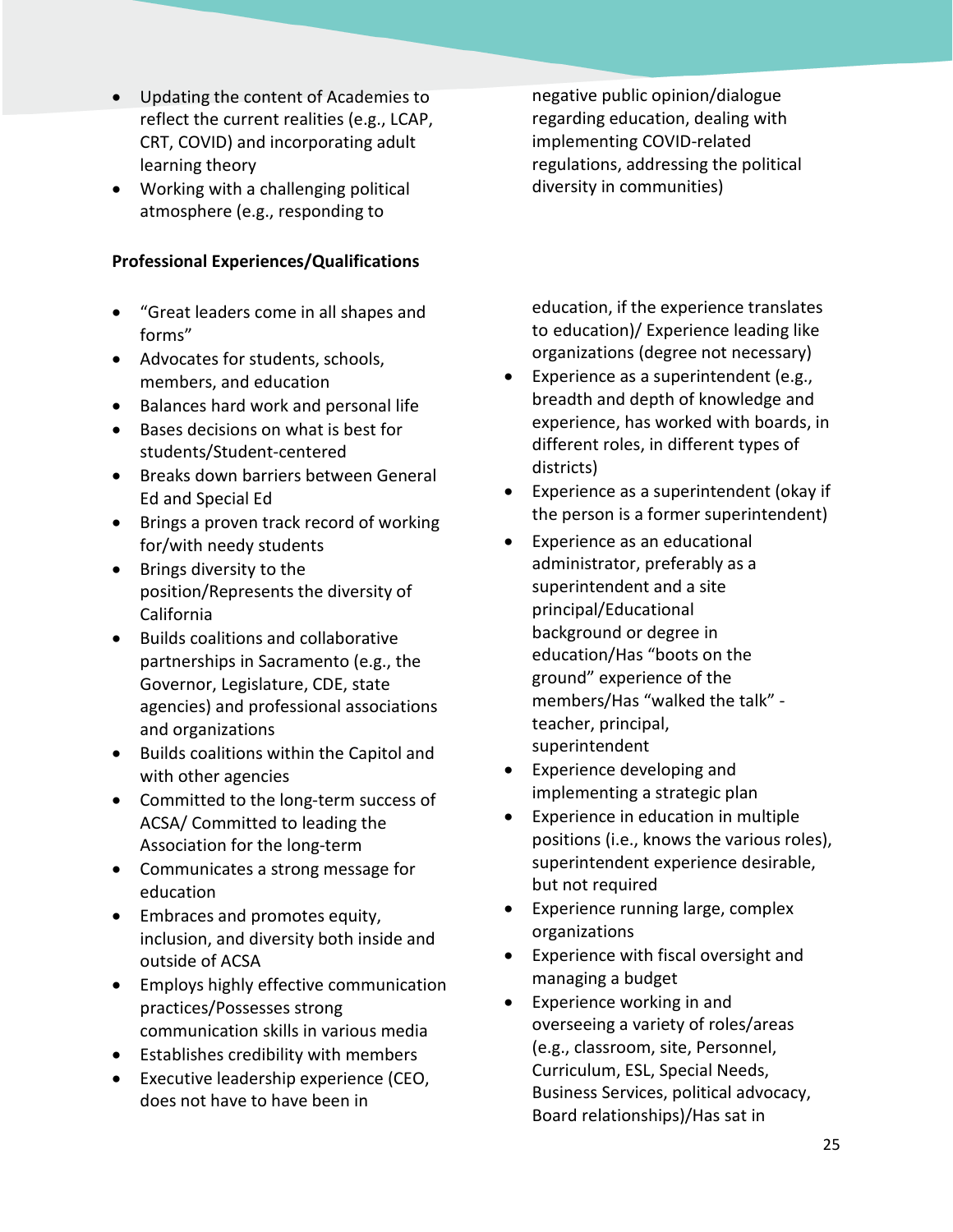- Updating the content of Academies to reflect the current realities (e.g., LCAP, CRT, COVID) and incorporating adult learning theory
- Working with a challenging political atmosphere (e.g., responding to negative public opinion/dialogue regarding education, dealing with implementing COVID-related regulations, addressing the political diversity in communities)

**Professional Experiences/Qualifications**

- "Great leaders come in all shapes and forms"
- Advocates for students, schools, members, and education
- Balances hard work and personal life
- Bases decisions on what is best for students/Student-centered
- Breaks down barriers between General Ed and Special Ed
- Brings a proven track record of working for/with needy students
- Brings diversity to the position/Represents the diversity of California
- Builds coalitions and collaborative partnerships in Sacramento (e.g., the Governor, Legislature, CDE, state agencies) and professional associations and organizations
- Builds coalitions within the Capitol and with other agencies
- Committed to the long-term success of ACSA/ Committed to leading the Association for the long-term
- Communicates a strong message for education
- Embraces and promotes equity, inclusion, and diversity both inside and outside of ACSA
- Employs highly effective communication practices/Possesses strong communication skills in various media
- Establishes credibility with members
- Executive leadership experience (CEO, does not have to have been in education, if the experience translates to education)/ Experience leading like organizations (degree not necessary)
- Experience as a superintendent (e.g., breadth and depth of knowledge and experience, has worked with boards, in different roles, in different types of districts)
- Experience as a superintendent (okay if the person is a former superintendent)
- Experience as an educational administrator, preferably as a superintendent and a site principal/Educational background or degree in education/Has "boots on the ground" experience of the members/Has "walked the talk" - teacher, principal, superintendent
- Experience developing and implementing a strategic plan
- Experience in education in multiple positions (i.e., knows the various roles), superintendent experience desirable, but not required
- Experience running large, complex organizations
- Experience with fiscal oversight and managing a budget
- Experience working in and overseeing a variety of roles/areas (e.g., classroom, site, Personnel, Curriculum, ESL, Special Needs, Business Services, political advocacy, Board relationships)/Has sat in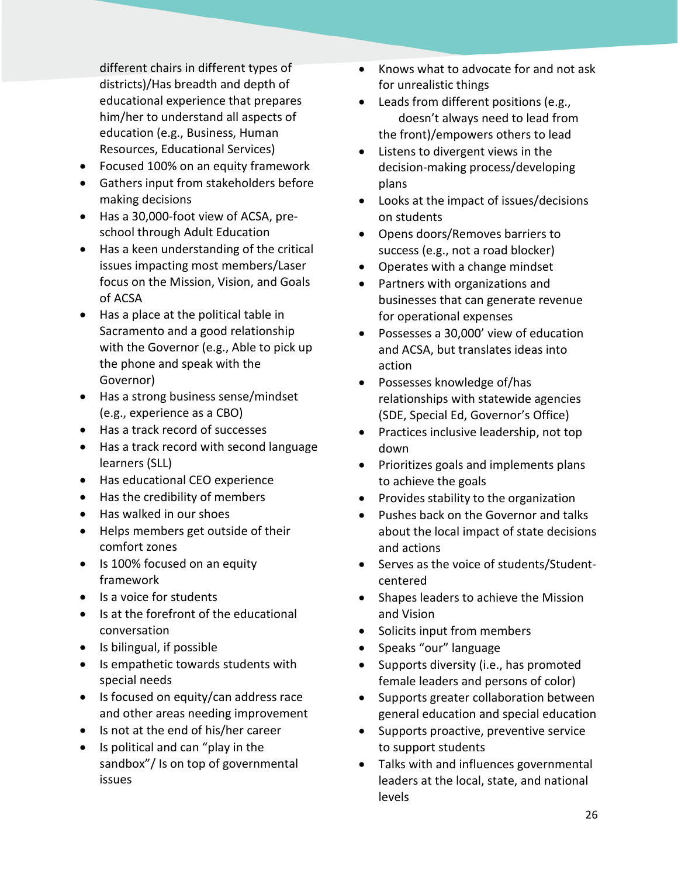different chairs in different types of districts)/Has breadth and depth of educational experience that prepares him/her to understand all aspects of education (e.g., Business, Human Resources, Educational Services)

- Focused 100% on an equity framework
- Gathers input from stakeholders before making decisions
- Has a 30,000-foot view of ACSA, pre-school through Adult Education
- Has a keen understanding of the critical issues impacting most members/Laser focus on the Mission, Vision, and Goals of ACSA
- Has a place at the political table in Sacramento and a good relationship with the Governor (e.g., Able to pick up the phone and speak with the Governor)
- Has a strong business sense/mindset (e.g., experience as a CBO)
- Has a track record of successes
- Has a track record with second language learners (SLL)
- Has educational CEO experience
- Has the credibility of members
- Has walked in our shoes
- Helps members get outside of their comfort zones
- Is 100% focused on an equity framework
- Is a voice for students
- Is at the forefront of the educational conversation
- Is bilingual, if possible
- Is empathetic towards students with special needs
- Is focused on equity/can address race and other areas needing improvement
- Is not at the end of his/her career
- Is political and can "play in the sandbox"/ Is on top of governmental issues
- Knows what to advocate for and not ask for unrealistic things
- Leads from different positions (e.g., doesn't always need to lead from the front)/empowers others to lead
- Listens to divergent views in the decision-making process/developing plans
- Looks at the impact of issues/decisions on students
- Opens doors/Removes barriers to success (e.g., not a road blocker)
- Operates with a change mindset
- Partners with organizations and businesses that can generate revenue for operational expenses
- Possesses a 30,000' view of education and ACSA, but translates ideas into action
- Possesses knowledge of/has relationships with statewide agencies (SDE, Special Ed, Governor's Office)
- Practices inclusive leadership, not top down
- Prioritizes goals and implements plans to achieve the goals
- Provides stability to the organization
- Pushes back on the Governor and talks about the local impact of state decisions and actions
- Serves as the voice of students/Student-centered
- Shapes leaders to achieve the Mission and Vision
- Solicits input from members
- Speaks "our" language
- Supports diversity (i.e., has promoted female leaders and persons of color)
- Supports greater collaboration between general education and special education
- Supports proactive, preventive service to support students
- Talks with and influences governmental leaders at the local, state, and national levels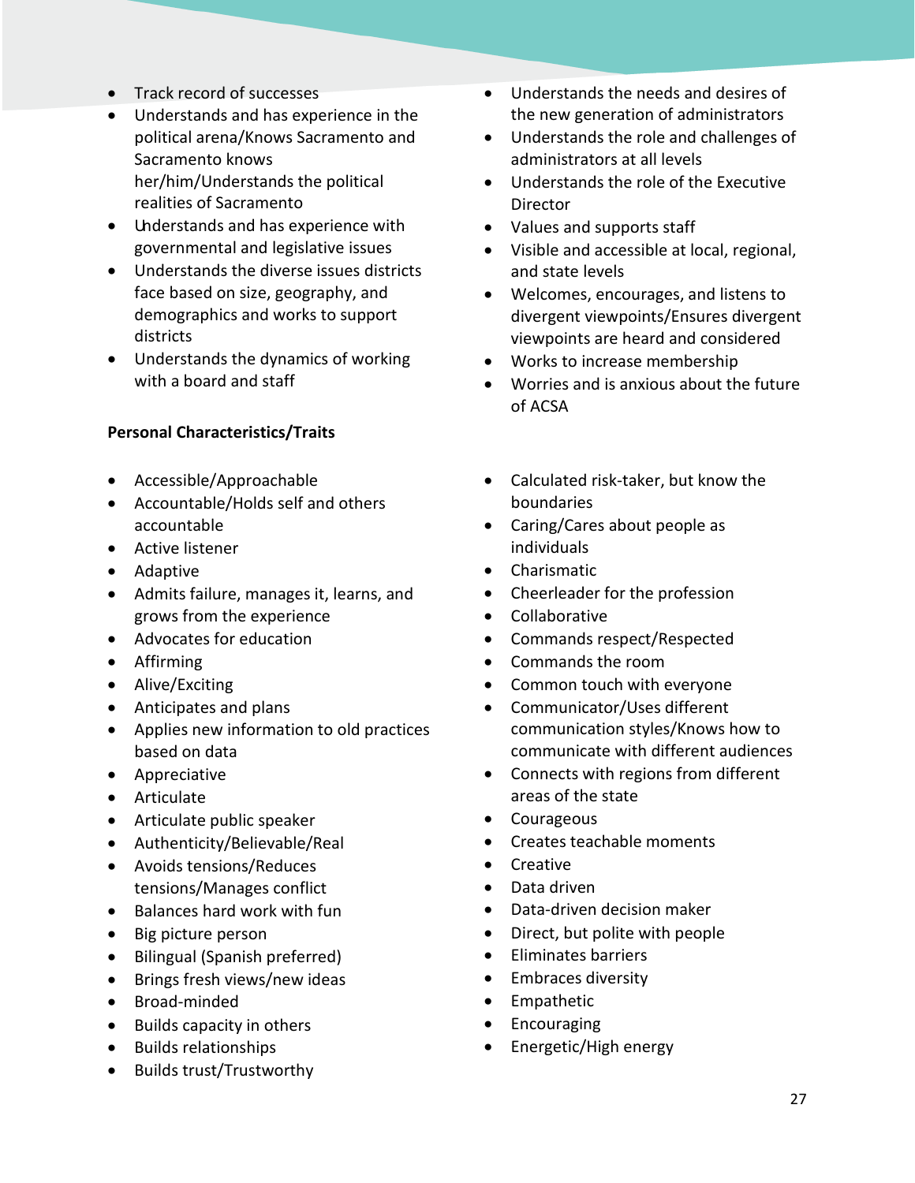- Track record of successes
- Understands and has experience in the political arena/Knows Sacramento and Sacramento knows her/him/Understands the political realities of Sacramento
- Understands and has experience with governmental and legislative issues
- Understands the diverse issues districts face based on size, geography, and demographics and works to support districts
- Understands the dynamics of working with a board and staff
- Understands the needs and desires of the new generation of administrators
- Understands the role and challenges of administrators at all levels
- Understands the role of the Executive Director
- Values and supports staff
- Visible and accessible at local, regional, and state levels
- Welcomes, encourages, and listens to divergent viewpoints/Ensures divergent viewpoints are heard and considered
- Works to increase membership
- Worries and is anxious about the future of ACSA

**Personal Characteristics/Traits**

- Accessible/Approachable
- Accountable/Holds self and others accountable
- Active listener
- Adaptive
- Admits failure, manages it, learns, and grows from the experience
- Advocates for education
- Affirming
- Alive/Exciting
- Anticipates and plans
- Applies new information to old practices based on data
- Appreciative
- Articulate
- Articulate public speaker
- Authenticity/Believable/Real
- Avoids tensions/Reduces tensions/Manages conflict
- Balances hard work with fun
- Big picture person
- Bilingual (Spanish preferred)
- Brings fresh views/new ideas
- Broad-minded
- Builds capacity in others
- Builds relationships
- Builds trust/Trustworthy
- Calculated risk-taker, but know the boundaries
- Caring/Cares about people as individuals
- Charismatic
- Cheerleader for the profession
- Collaborative
- Commands respect/Respected
- Commands the room
- Common touch with everyone
- Communicator/Uses different communication styles/Knows how to communicate with different audiences
- Connects with regions from different areas of the state
- Courageous
- Creates teachable moments
- Creative
- Data driven
- Data-driven decision maker
- Direct, but polite with people
- Eliminates barriers
- Embraces diversity
- Empathetic
- Encouraging
- Energetic/High energy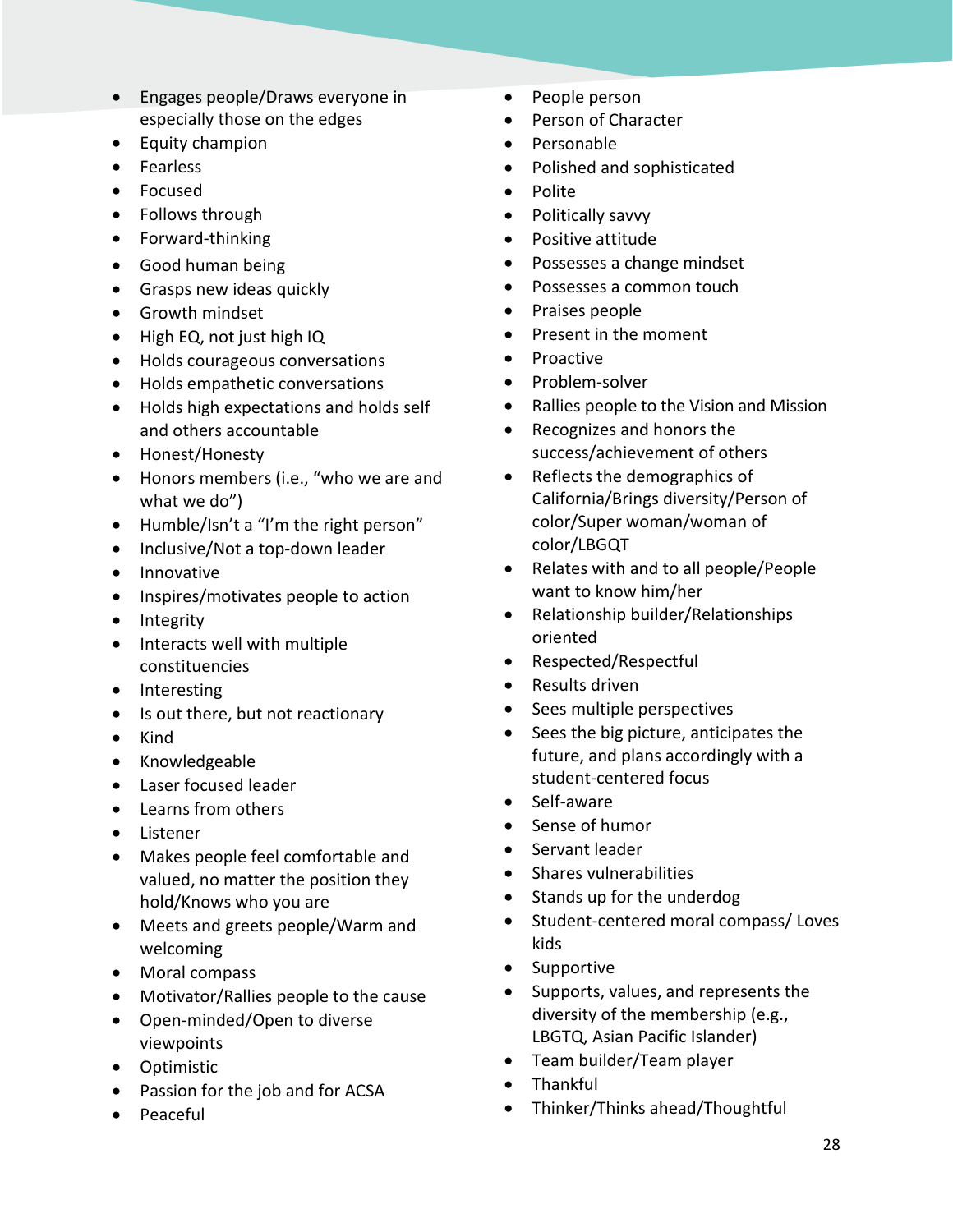- Engages people/Draws everyone in especially those on the edges
- Equity champion
- Fearless
- Focused
- Follows through
- Forward-thinking
- Good human being
- Grasps new ideas quickly
- Growth mindset
- High EQ, not just high IQ
- Holds courageous conversations
- Holds empathetic conversations
- Holds high expectations and holds self and others accountable
- Honest/Honesty
- Honors members (i.e., "who we are and what we do")
- Humble/Isn't a "I'm the right person"
- Inclusive/Not a top-down leader
- Innovative
- Inspires/motivates people to action
- Integrity
- Interacts well with multiple constituencies
- Interesting
- Is out there, but not reactionary
- Kind
- Knowledgeable
- Laser focused leader
- Learns from others
- Listener
- Makes people feel comfortable and valued, no matter the position they hold/Knows who you are
- Meets and greets people/Warm and welcoming
- Moral compass
- Motivator/Rallies people to the cause
- Open-minded/Open to diverse viewpoints
- Optimistic
- Passion for the job and for ACSA
- Peaceful
- People person
- Person of Character
- Personable
- Polished and sophisticated
- Polite
- Politically savvy
- Positive attitude
- Possesses a change mindset
- Possesses a common touch
- Praises people
- Present in the moment
- Proactive
- Problem-solver
- Rallies people to the Vision and Mission
- Recognizes and honors the success/achievement of others
- Reflects the demographics of California/Brings diversity/Person of color/Super woman/woman of color/LBGQT
- Relates with and to all people/People want to know him/her
- Relationship builder/Relationships oriented
- Respected/Respectful
- Results driven
- Sees multiple perspectives
- Sees the big picture, anticipates the future, and plans accordingly with a student-centered focus
- Self-aware
- Sense of humor
- Servant leader
- Shares vulnerabilities
- Stands up for the underdog
- Student-centered moral compass/ Loves kids
- Supportive
- Supports, values, and represents the diversity of the membership (e.g., LBGTQ, Asian Pacific Islander)
- Team builder/Team player
- Thankful
- Thinker/Thinks ahead/Thoughtful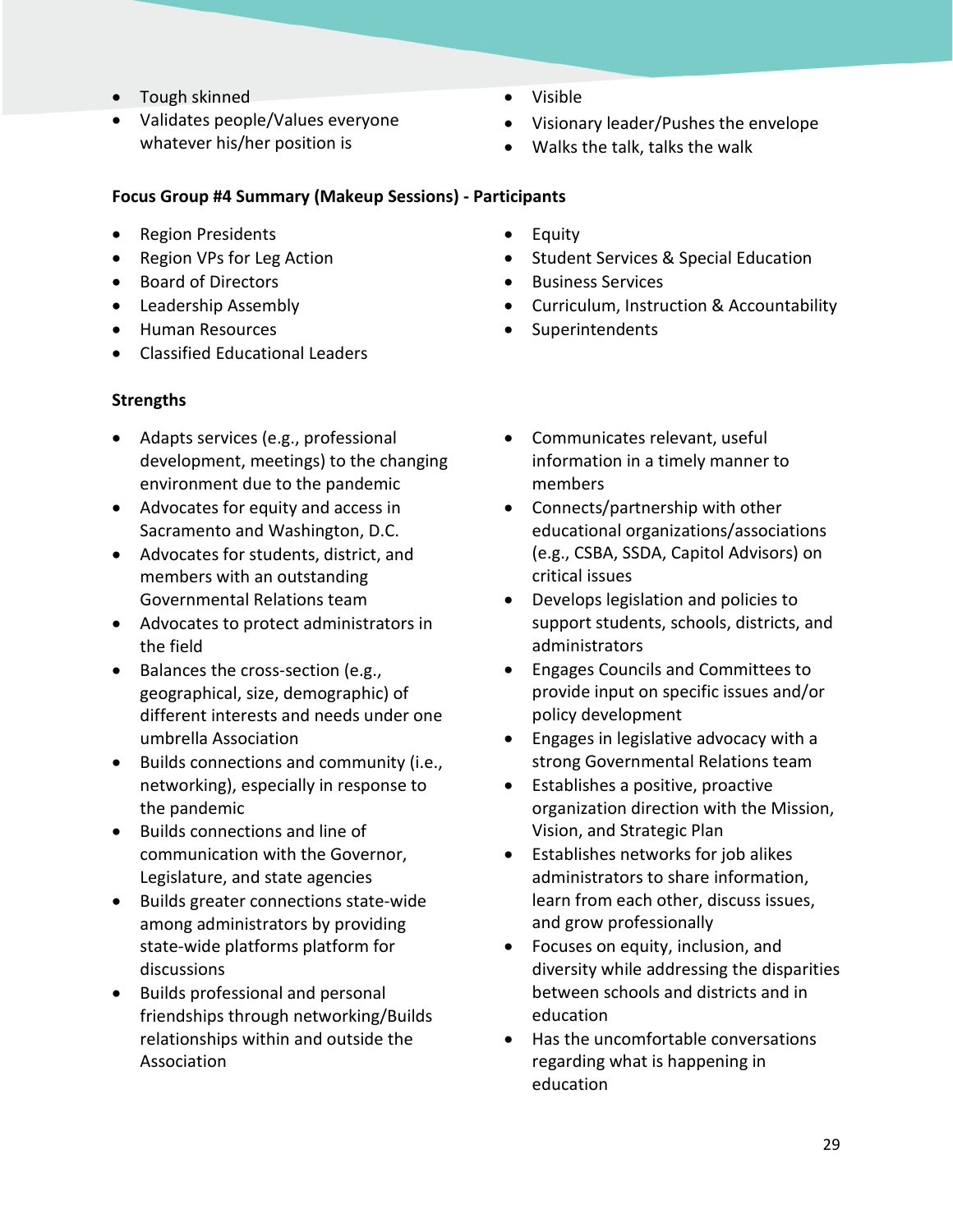- Tough skinned
- Validates people/Values everyone whatever his/her position is
- Visible
- Visionary leader/Pushes the envelope
- Walks the talk, talks the walk

**Focus Group #4 Summary (Makeup Sessions) - Participants**

- Region Presidents
- Region VPs for Leg Action
- Board of Directors
- Leadership Assembly
- Human Resources
- Classified Educational Leaders
- Equity
- Student Services & Special Education
- Business Services
- Curriculum, Instruction & Accountability
- Superintendents

**Strengths**

- Adapts services (e.g., professional development, meetings) to the changing environment due to the pandemic
- Advocates for equity and access in Sacramento and Washington, D.C.
- Advocates for students, district, and members with an outstanding Governmental Relations team
- Advocates to protect administrators in the field
- Balances the cross-section (e.g., geographical, size, demographic) of different interests and needs under one umbrella Association
- Builds connections and community (i.e., networking), especially in response to the pandemic
- Builds connections and line of communication with the Governor, Legislature, and state agencies
- Builds greater connections state-wide among administrators by providing state-wide platforms platform for discussions
- Builds professional and personal friendships through networking/Builds relationships within and outside the Association
- Communicates relevant, useful information in a timely manner to members
- Connects/partnership with other educational organizations/associations (e.g., CSBA, SSDA, Capitol Advisors) on critical issues
- Develops legislation and policies to support students, schools, districts, and administrators
- Engages Councils and Committees to provide input on specific issues and/or policy development
- Engages in legislative advocacy with a strong Governmental Relations team
- Establishes a positive, proactive organization direction with the Mission, Vision, and Strategic Plan
- Establishes networks for job alikes administrators to share information, learn from each other, discuss issues, and grow professionally
- Focuses on equity, inclusion, and diversity while addressing the disparities between schools and districts and in education
- Has the uncomfortable conversations regarding what is happening in education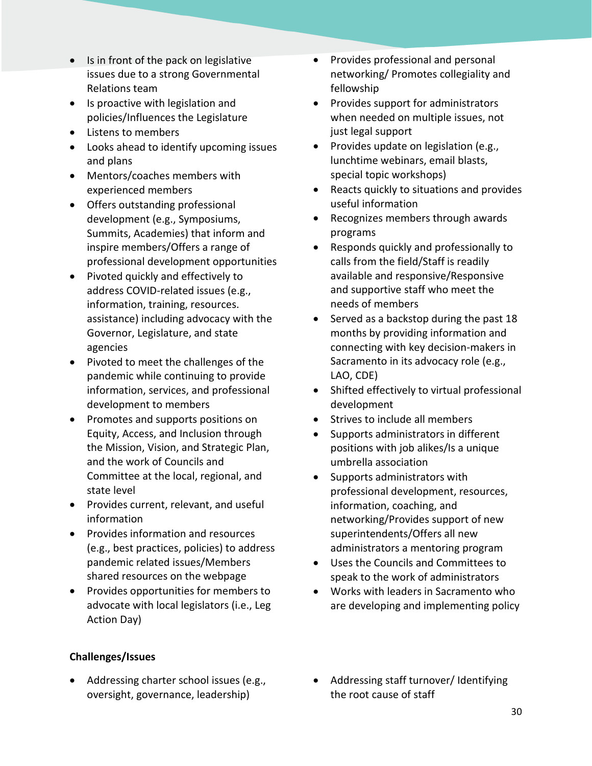- Is in front of the pack on legislative issues due to a strong Governmental Relations team
- Is proactive with legislation and policies/Influences the Legislature
- Listens to members
- Looks ahead to identify upcoming issues and plans
- Mentors/coaches members with experienced members
- Offers outstanding professional development (e.g., Symposiums, Summits, Academies) that inform and inspire members/Offers a range of professional development opportunities
- Pivoted quickly and effectively to address COVID-related issues (e.g., information, training, resources. assistance) including advocacy with the Governor, Legislature, and state agencies
- Pivoted to meet the challenges of the pandemic while continuing to provide information, services, and professional development to members
- Promotes and supports positions on Equity, Access, and Inclusion through the Mission, Vision, and Strategic Plan, and the work of Councils and Committee at the local, regional, and state level
- Provides current, relevant, and useful information
- Provides information and resources (e.g., best practices, policies) to address pandemic related issues/Members shared resources on the webpage
- Provides opportunities for members to advocate with local legislators (i.e., Leg Action Day)
- Provides professional and personal networking/ Promotes collegiality and fellowship
- Provides support for administrators when needed on multiple issues, not just legal support
- Provides update on legislation (e.g., lunchtime webinars, email blasts, special topic workshops)
- Reacts quickly to situations and provides useful information
- Recognizes members through awards programs
- Responds quickly and professionally to calls from the field/Staff is readily available and responsive/Responsive and supportive staff who meet the needs of members
- Served as a backstop during the past 18 months by providing information and connecting with key decision-makers in Sacramento in its advocacy role (e.g., LAO, CDE)
- Shifted effectively to virtual professional development
- Strives to include all members
- Supports administrators in different positions with job alikes/Is a unique umbrella association
- Supports administrators with professional development, resources, information, coaching, and networking/Provides support of new superintendents/Offers all new administrators a mentoring program
- Uses the Councils and Committees to speak to the work of administrators
- Works with leaders in Sacramento who are developing and implementing policy

**Challenges/Issues**

- Addressing charter school issues (e.g., oversight, governance, leadership)
- Addressing staff turnover/ Identifying the root cause of staff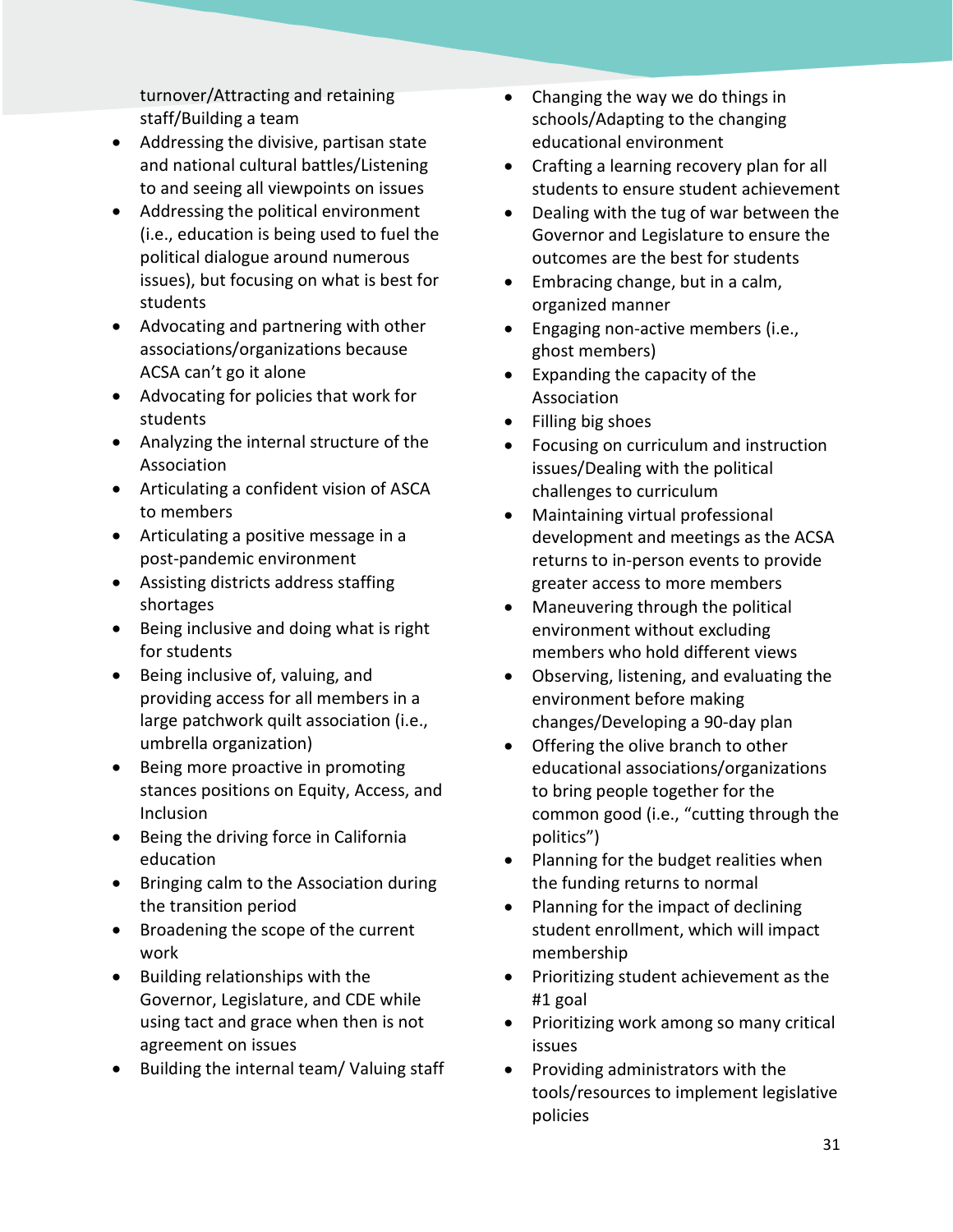turnover/Attracting and retaining staff/Building a team

- Addressing the divisive, partisan state and national cultural battles/Listening to and seeing all viewpoints on issues
- Addressing the political environment (i.e., education is being used to fuel the political dialogue around numerous issues), but focusing on what is best for students
- Advocating and partnering with other associations/organizations because ACSA can't go it alone
- Advocating for policies that work for students
- Analyzing the internal structure of the Association
- Articulating a confident vision of ASCA to members
- Articulating a positive message in a post-pandemic environment
- Assisting districts address staffing shortages
- Being inclusive and doing what is right for students
- Being inclusive of, valuing, and providing access for all members in a large patchwork quilt association (i.e., umbrella organization)
- Being more proactive in promoting stances positions on Equity, Access, and Inclusion
- Being the driving force in California education
- Bringing calm to the Association during the transition period
- Broadening the scope of the current work
- Building relationships with the Governor, Legislature, and CDE while using tact and grace when then is not agreement on issues
- Building the internal team/ Valuing staff
- Changing the way we do things in schools/Adapting to the changing educational environment
- Crafting a learning recovery plan for all students to ensure student achievement
- Dealing with the tug of war between the Governor and Legislature to ensure the outcomes are the best for students
- Embracing change, but in a calm, organized manner
- Engaging non-active members (i.e., ghost members)
- Expanding the capacity of the Association
- Filling big shoes
- Focusing on curriculum and instruction issues/Dealing with the political challenges to curriculum
- Maintaining virtual professional development and meetings as the ACSA returns to in-person events to provide greater access to more members
- Maneuvering through the political environment without excluding members who hold different views
- Observing, listening, and evaluating the environment before making changes/Developing a 90-day plan
- Offering the olive branch to other educational associations/organizations to bring people together for the common good (i.e., "cutting through the politics")
- Planning for the budget realities when the funding returns to normal
- Planning for the impact of declining student enrollment, which will impact membership
- Prioritizing student achievement as the #1 goal
- Prioritizing work among so many critical issues
- Providing administrators with the tools/resources to implement legislative policies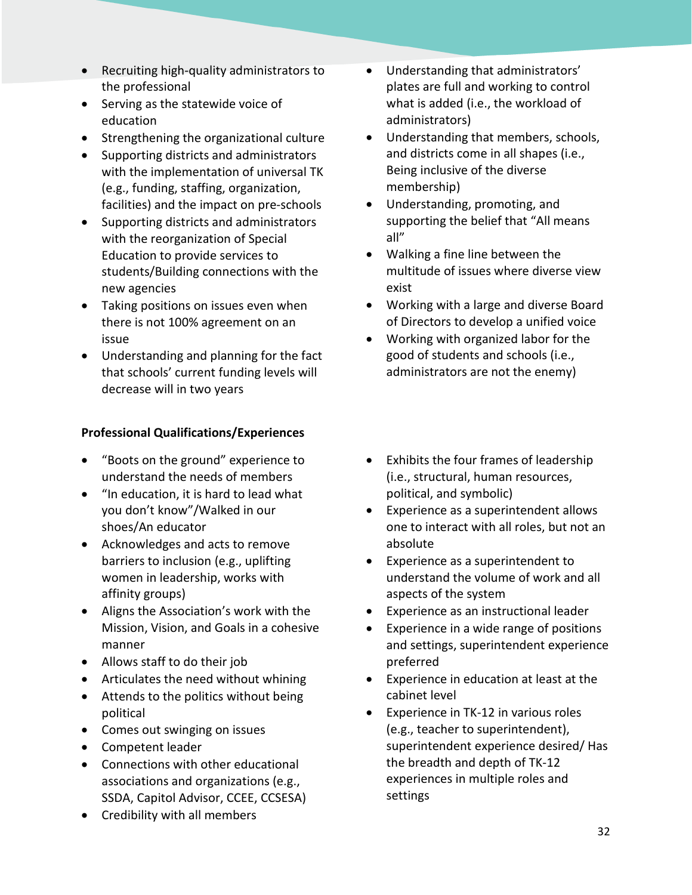- Recruiting high-quality administrators to the professional
- Serving as the statewide voice of education
- Strengthening the organizational culture
- Supporting districts and administrators with the implementation of universal TK (e.g., funding, staffing, organization, facilities) and the impact on pre-schools
- Supporting districts and administrators with the reorganization of Special Education to provide services to students/Building connections with the new agencies
- Taking positions on issues even when there is not 100% agreement on an issue
- Understanding and planning for the fact that schools' current funding levels will decrease will in two years
- Understanding that administrators' plates are full and working to control what is added (i.e., the workload of administrators)
- Understanding that members, schools, and districts come in all shapes (i.e., Being inclusive of the diverse membership)
- Understanding, promoting, and supporting the belief that "All means all"
- Walking a fine line between the multitude of issues where diverse view exist
- Working with a large and diverse Board of Directors to develop a unified voice
- Working with organized labor for the good of students and schools (i.e., administrators are not the enemy)

**Professional Qualifications/Experiences**

- "Boots on the ground" experience to understand the needs of members
- "In education, it is hard to lead what you don't know"/Walked in our shoes/An educator
- Acknowledges and acts to remove barriers to inclusion (e.g., uplifting women in leadership, works with affinity groups)
- Aligns the Association's work with the Mission, Vision, and Goals in a cohesive manner
- Allows staff to do their job
- Articulates the need without whining
- Attends to the politics without being political
- Comes out swinging on issues
- Competent leader
- Connections with other educational associations and organizations (e.g., SSDA, Capitol Advisor, CCEE, CCSESA)
- Credibility with all members
- Exhibits the four frames of leadership (i.e., structural, human resources, political, and symbolic)
- Experience as a superintendent allows one to interact with all roles, but not an absolute
- Experience as a superintendent to understand the volume of work and all aspects of the system
- Experience as an instructional leader
- Experience in a wide range of positions and settings, superintendent experience preferred
- Experience in education at least at the cabinet level
- Experience in TK-12 in various roles (e.g., teacher to superintendent), superintendent experience desired/ Has the breadth and depth of TK-12 experiences in multiple roles and settings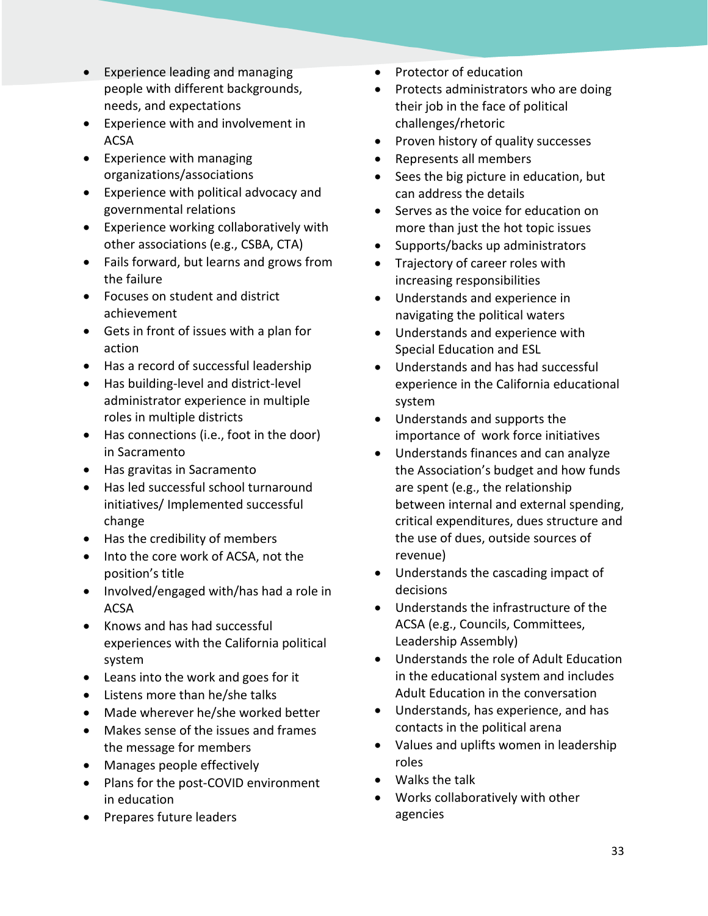- Experience leading and managing people with different backgrounds, needs, and expectations
- Experience with and involvement in ACSA
- Experience with managing organizations/associations
- Experience with political advocacy and governmental relations
- Experience working collaboratively with other associations (e.g., CSBA, CTA)
- Fails forward, but learns and grows from the failure
- Focuses on student and district achievement
- Gets in front of issues with a plan for action
- Has a record of successful leadership
- Has building-level and district-level administrator experience in multiple roles in multiple districts
- Has connections (i.e., foot in the door) in Sacramento
- Has gravitas in Sacramento
- Has led successful school turnaround initiatives/ Implemented successful change
- Has the credibility of members
- Into the core work of ACSA, not the position's title
- Involved/engaged with/has had a role in ACSA
- Knows and has had successful experiences with the California political system
- Leans into the work and goes for it
- Listens more than he/she talks
- Made wherever he/she worked better
- Makes sense of the issues and frames the message for members
- Manages people effectively
- Plans for the post-COVID environment in education
- Prepares future leaders
- Protector of education
- Protects administrators who are doing their job in the face of political challenges/rhetoric
- Proven history of quality successes
- Represents all members
- Sees the big picture in education, but can address the details
- Serves as the voice for education on more than just the hot topic issues
- Supports/backs up administrators
- Trajectory of career roles with increasing responsibilities
- Understands and experience in navigating the political waters
- Understands and experience with Special Education and ESL
- Understands and has had successful experience in the California educational system
- Understands and supports the importance of work force initiatives
- Understands finances and can analyze the Association's budget and how funds are spent (e.g., the relationship between internal and external spending, critical expenditures, dues structure and the use of dues, outside sources of revenue)
- Understands the cascading impact of decisions
- Understands the infrastructure of the ACSA (e.g., Councils, Committees, Leadership Assembly)
- Understands the role of Adult Education in the educational system and includes Adult Education in the conversation
- Understands, has experience, and has contacts in the political arena
- Values and uplifts women in leadership roles
- Walks the talk
- Works collaboratively with other agencies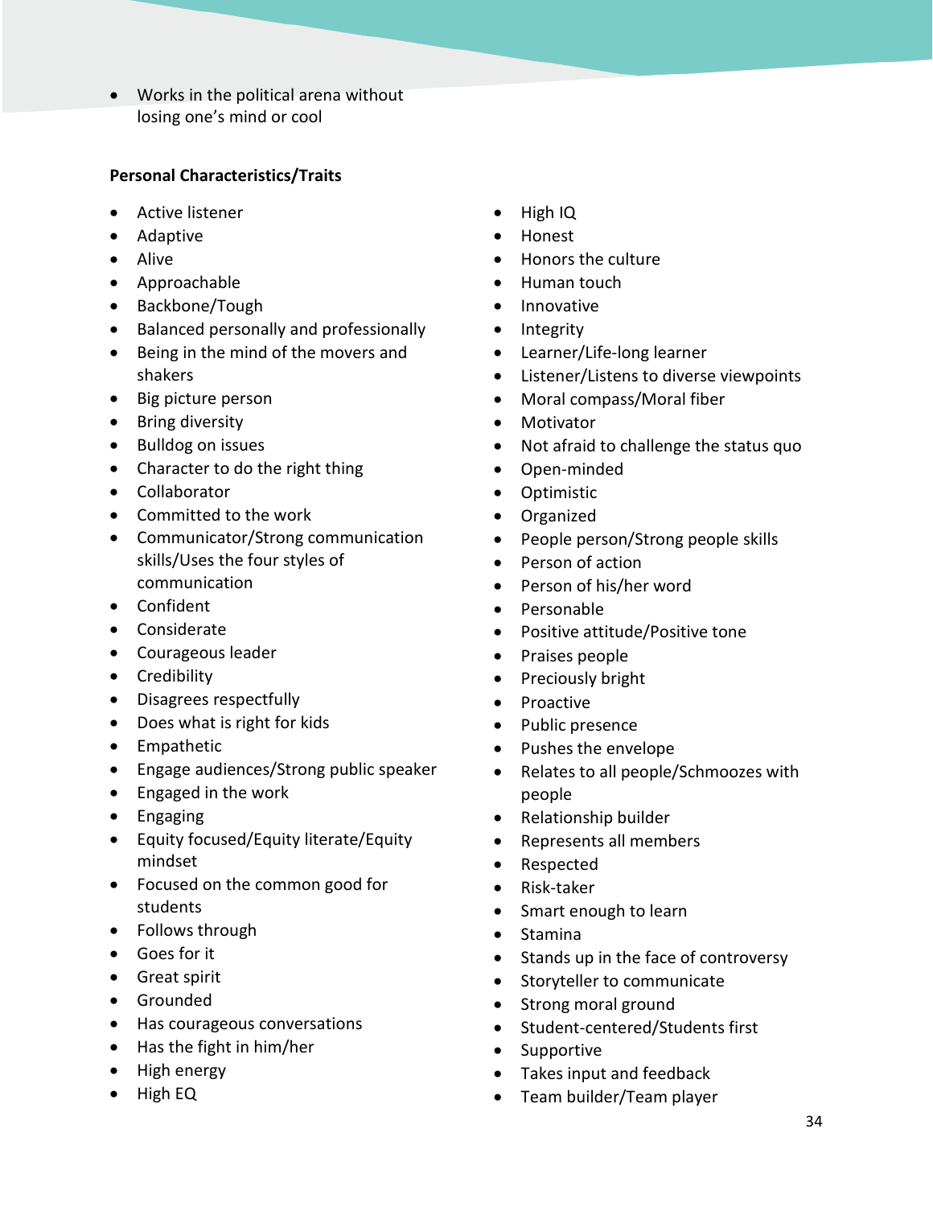- Works in the political arena without losing one's mind or cool

**Personal Characteristics/Traits**

- Active listener
- Adaptive
- Alive
- Approachable
- Backbone/Tough
- Balanced personally and professionally
- Being in the mind of the movers and shakers
- Big picture person
- Bring diversity
- Bulldog on issues
- Character to do the right thing
- Collaborator
- Committed to the work
- Communicator/Strong communication skills/Uses the four styles of communication
- Confident
- Considerate
- Courageous leader
- Credibility
- Disagrees respectfully
- Does what is right for kids
- Empathetic
- Engage audiences/Strong public speaker
- Engaged in the work
- Engaging
- Equity focused/Equity literate/Equity mindset
- Focused on the common good for students
- Follows through
- Goes for it
- Great spirit
- Grounded
- Has courageous conversations
- Has the fight in him/her
- High energy
- High EQ
- High IQ
- Honest
- Honors the culture
- Human touch
- Innovative
- Integrity
- Learner/Life-long learner
- Listener/Listens to diverse viewpoints
- Moral compass/Moral fiber
- Motivator
- Not afraid to challenge the status quo
- Open-minded
- Optimistic
- Organized
- People person/Strong people skills
- Person of action
- Person of his/her word
- Personable
- Positive attitude/Positive tone
- Praises people
- Preciously bright
- Proactive
- Public presence
- Pushes the envelope
- Relates to all people/Schmoozes with people
- Relationship builder
- Represents all members
- Respected
- Risk-taker
- Smart enough to learn
- Stamina
- Stands up in the face of controversy
- Storyteller to communicate
- Strong moral ground
- Student-centered/Students first
- Supportive
- Takes input and feedback
- Team builder/Team player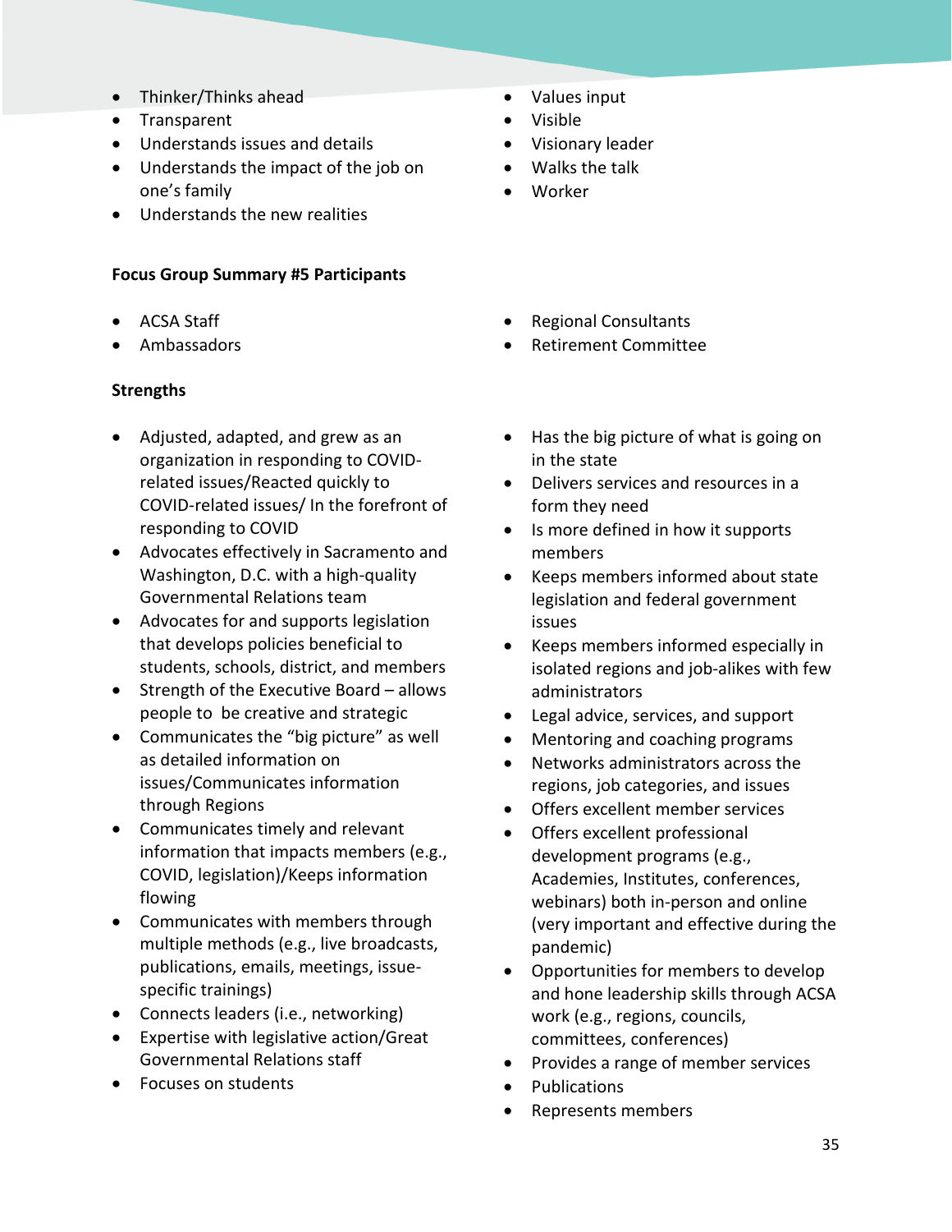- Thinker/Thinks ahead
- Transparent
- Understands issues and details
- Understands the impact of the job on one's family
- Understands the new realities
- Values input
- Visible
- Visionary leader
- Walks the talk
- Worker

**Focus Group Summary #5 Participants**

- ACSA Staff
- Ambassadors
- Regional Consultants
- Retirement Committee

**Strengths**

- Adjusted, adapted, and grew as an organization in responding to COVID-related issues/Reacted quickly to COVID-related issues/ In the forefront of responding to COVID
- Advocates effectively in Sacramento and Washington, D.C. with a high-quality Governmental Relations team
- Advocates for and supports legislation that develops policies beneficial to students, schools, district, and members
- Strength of the Executive Board – allows people to be creative and strategic
- Communicates the "big picture" as well as detailed information on issues/Communicates information through Regions
- Communicates timely and relevant information that impacts members (e.g., COVID, legislation)/Keeps information flowing
- Communicates with members through multiple methods (e.g., live broadcasts, publications, emails, meetings, issue-specific trainings)
- Connects leaders (i.e., networking)
- Expertise with legislative action/Great Governmental Relations staff
- Focuses on students
- Has the big picture of what is going on in the state
- Delivers services and resources in a form they need
- Is more defined in how it supports members
- Keeps members informed about state legislation and federal government issues
- Keeps members informed especially in isolated regions and job-alikes with few administrators
- Legal advice, services, and support
- Mentoring and coaching programs
- Networks administrators across the regions, job categories, and issues
- Offers excellent member services
- Offers excellent professional development programs (e.g., Academies, Institutes, conferences, webinars) both in-person and online (very important and effective during the pandemic)
- Opportunities for members to develop and hone leadership skills through ACSA work (e.g., regions, councils, committees, conferences)
- Provides a range of member services
- Publications
- Represents members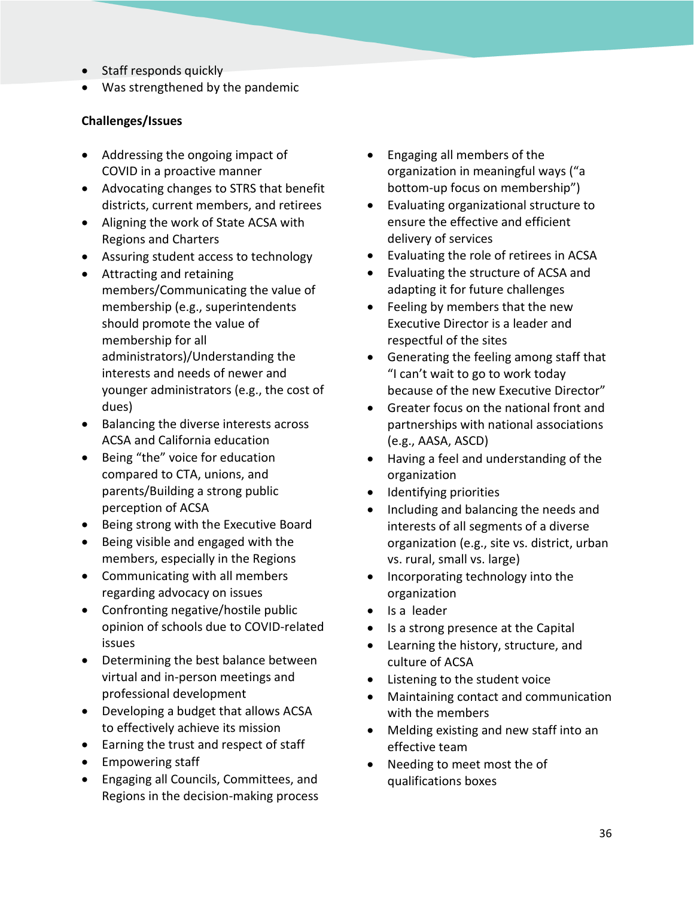- Staff responds quickly
- Was strengthened by the pandemic

**Challenges/Issues**

- Addressing the ongoing impact of COVID in a proactive manner
- Advocating changes to STRS that benefit districts, current members, and retirees
- Aligning the work of State ACSA with Regions and Charters
- Assuring student access to technology
- Attracting and retaining members/Communicating the value of membership (e.g., superintendents should promote the value of membership for all administrators)/Understanding the interests and needs of newer and younger administrators (e.g., the cost of dues)
- Balancing the diverse interests across ACSA and California education
- Being "the" voice for education compared to CTA, unions, and parents/Building a strong public perception of ACSA
- Being strong with the Executive Board
- Being visible and engaged with the members, especially in the Regions
- Communicating with all members regarding advocacy on issues
- Confronting negative/hostile public opinion of schools due to COVID-related issues
- Determining the best balance between virtual and in-person meetings and professional development
- Developing a budget that allows ACSA to effectively achieve its mission
- Earning the trust and respect of staff
- Empowering staff
- Engaging all Councils, Committees, and Regions in the decision-making process
- Engaging all members of the organization in meaningful ways ("a bottom-up focus on membership")
- Evaluating organizational structure to ensure the effective and efficient delivery of services
- Evaluating the role of retirees in ACSA
- Evaluating the structure of ACSA and adapting it for future challenges
- Feeling by members that the new Executive Director is a leader and respectful of the sites
- Generating the feeling among staff that "I can't wait to go to work today because of the new Executive Director"
- Greater focus on the national front and partnerships with national associations (e.g., AASA, ASCD)
- Having a feel and understanding of the organization
- Identifying priorities
- Including and balancing the needs and interests of all segments of a diverse organization (e.g., site vs. district, urban vs. rural, small vs. large)
- Incorporating technology into the organization
- Is a leader
- Is a strong presence at the Capital
- Learning the history, structure, and culture of ACSA
- Listening to the student voice
- Maintaining contact and communication with the members
- Melding existing and new staff into an effective team
- Needing to meet most the of qualifications boxes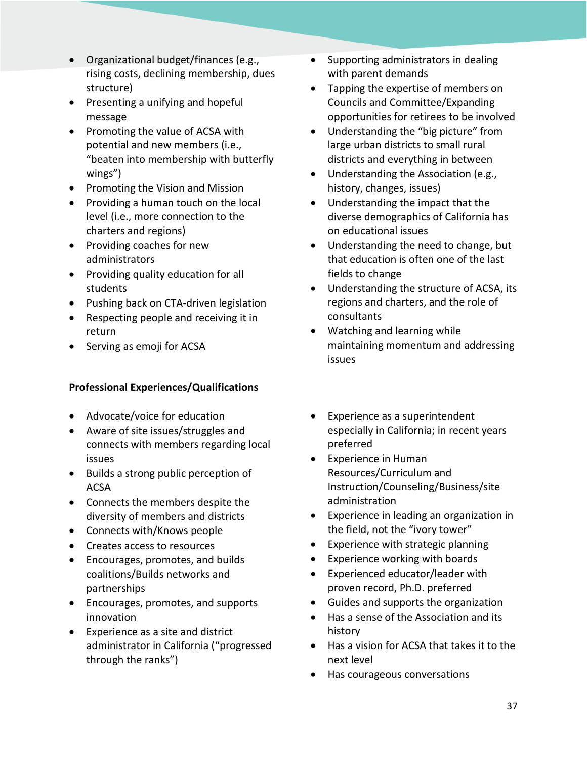- Organizational budget/finances (e.g., rising costs, declining membership, dues structure)
- Presenting a unifying and hopeful message
- Promoting the value of ACSA with potential and new members (i.e., "beaten into membership with butterfly wings")
- Promoting the Vision and Mission
- Providing a human touch on the local level (i.e., more connection to the charters and regions)
- Providing coaches for new administrators
- Providing quality education for all students
- Pushing back on CTA-driven legislation
- Respecting people and receiving it in return
- Serving as emoji for ACSA
- Supporting administrators in dealing with parent demands
- Tapping the expertise of members on Councils and Committee/Expanding opportunities for retirees to be involved
- Understanding the "big picture" from large urban districts to small rural districts and everything in between
- Understanding the Association (e.g., history, changes, issues)
- Understanding the impact that the diverse demographics of California has on educational issues
- Understanding the need to change, but that education is often one of the last fields to change
- Understanding the structure of ACSA, its regions and charters, and the role of consultants
- Watching and learning while maintaining momentum and addressing issues

**Professional Experiences/Qualifications**

- Advocate/voice for education
- Aware of site issues/struggles and connects with members regarding local issues
- Builds a strong public perception of ACSA
- Connects the members despite the diversity of members and districts
- Connects with/Knows people
- Creates access to resources
- Encourages, promotes, and builds coalitions/Builds networks and partnerships
- Encourages, promotes, and supports innovation
- Experience as a site and district administrator in California ("progressed through the ranks")
- Experience as a superintendent especially in California; in recent years preferred
- Experience in Human Resources/Curriculum and Instruction/Counseling/Business/site administration
- Experience in leading an organization in the field, not the "ivory tower"
- Experience with strategic planning
- Experience working with boards
- Experienced educator/leader with proven record, Ph.D. preferred
- Guides and supports the organization
- Has a sense of the Association and its history
- Has a vision for ACSA that takes it to the next level
- Has courageous conversations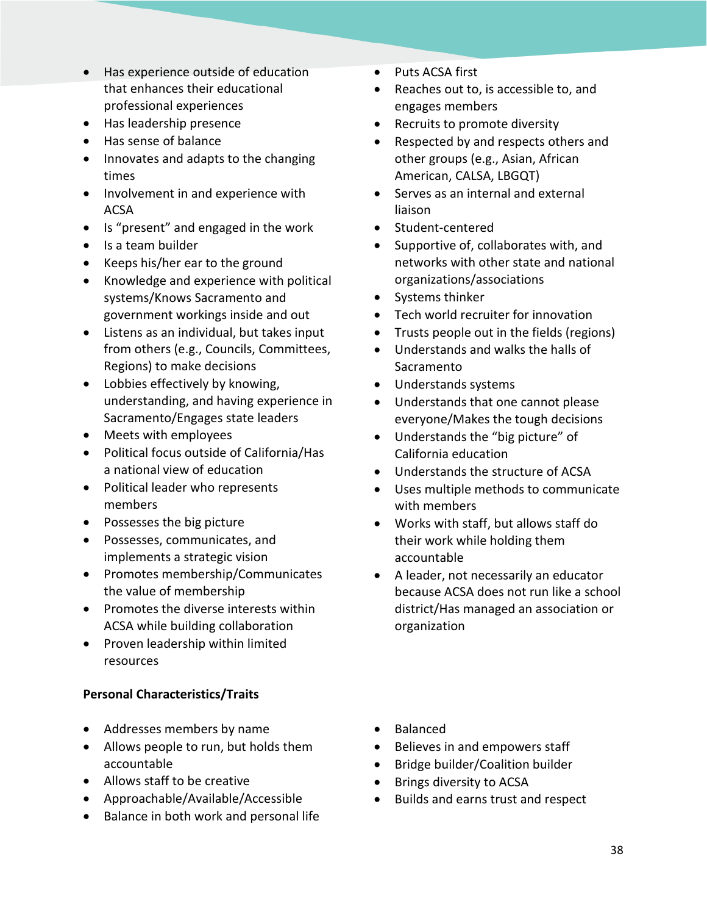- Has experience outside of education that enhances their educational professional experiences
- Has leadership presence
- Has sense of balance
- Innovates and adapts to the changing times
- Involvement in and experience with ACSA
- Is "present" and engaged in the work
- Is a team builder
- Keeps his/her ear to the ground
- Knowledge and experience with political systems/Knows Sacramento and government workings inside and out
- Listens as an individual, but takes input from others (e.g., Councils, Committees, Regions) to make decisions
- Lobbies effectively by knowing, understanding, and having experience in Sacramento/Engages state leaders
- Meets with employees
- Political focus outside of California/Has a national view of education
- Political leader who represents members
- Possesses the big picture
- Possesses, communicates, and implements a strategic vision
- Promotes membership/Communicates the value of membership
- Promotes the diverse interests within ACSA while building collaboration
- Proven leadership within limited resources
- Puts ACSA first
- Reaches out to, is accessible to, and engages members
- Recruits to promote diversity
- Respected by and respects others and other groups (e.g., Asian, African American, CALSA, LBGQT)
- Serves as an internal and external liaison
- Student-centered
- Supportive of, collaborates with, and networks with other state and national organizations/associations
- Systems thinker
- Tech world recruiter for innovation
- Trusts people out in the fields (regions)
- Understands and walks the halls of Sacramento
- Understands systems
- Understands that one cannot please everyone/Makes the tough decisions
- Understands the "big picture" of California education
- Understands the structure of ACSA
- Uses multiple methods to communicate with members
- Works with staff, but allows staff do their work while holding them accountable
- A leader, not necessarily an educator because ACSA does not run like a school district/Has managed an association or organization

**Personal Characteristics/Traits**

- Addresses members by name
- Allows people to run, but holds them accountable
- Allows staff to be creative
- Approachable/Available/Accessible
- Balance in both work and personal life
- Balanced
- Believes in and empowers staff
- Bridge builder/Coalition builder
- Brings diversity to ACSA
- Builds and earns trust and respect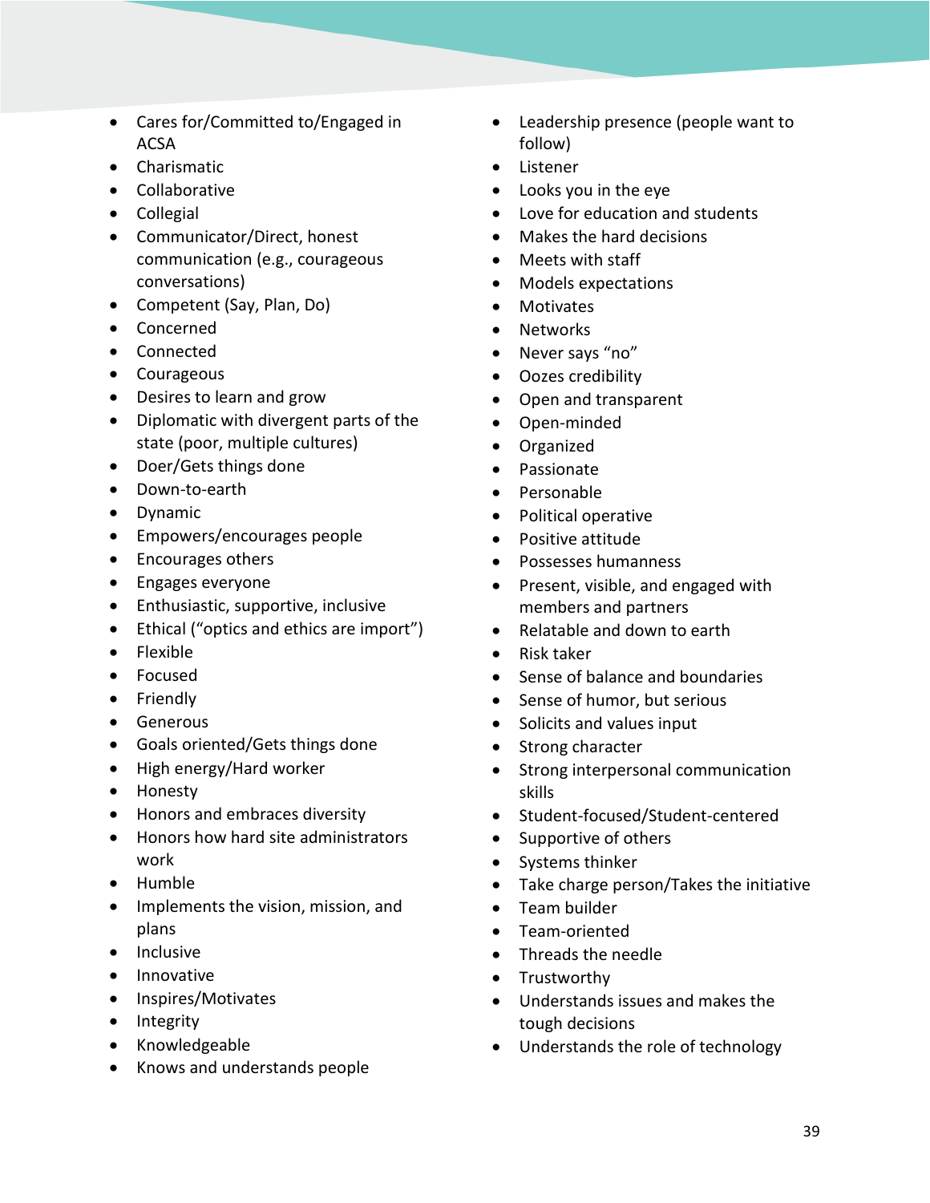- Cares for/Committed to/Engaged in ACSA
- Charismatic
- Collaborative
- Collegial
- Communicator/Direct, honest communication (e.g., courageous conversations)
- Competent (Say, Plan, Do)
- Concerned
- Connected
- Courageous
- Desires to learn and grow
- Diplomatic with divergent parts of the state (poor, multiple cultures)
- Doer/Gets things done
- Down-to-earth
- Dynamic
- Empowers/encourages people
- Encourages others
- Engages everyone
- Enthusiastic, supportive, inclusive
- Ethical ("optics and ethics are import")
- Flexible
- Focused
- Friendly
- Generous
- Goals oriented/Gets things done
- High energy/Hard worker
- Honesty
- Honors and embraces diversity
- Honors how hard site administrators work
- Humble
- Implements the vision, mission, and plans
- Inclusive
- Innovative
- Inspires/Motivates
- Integrity
- Knowledgeable
- Knows and understands people
- Leadership presence (people want to follow)
- Listener
- Looks you in the eye
- Love for education and students
- Makes the hard decisions
- Meets with staff
- Models expectations
- Motivates
- Networks
- Never says "no"
- Oozes credibility
- Open and transparent
- Open-minded
- Organized
- Passionate
- Personable
- Political operative
- Positive attitude
- Possesses humanness
- Present, visible, and engaged with members and partners
- Relatable and down to earth
- Risk taker
- Sense of balance and boundaries
- Sense of humor, but serious
- Solicits and values input
- Strong character
- Strong interpersonal communication skills
- Student-focused/Student-centered
- Supportive of others
- Systems thinker
- Take charge person/Takes the initiative
- Team builder
- Team-oriented
- Threads the needle
- Trustworthy
- Understands issues and makes the tough decisions
- Understands the role of technology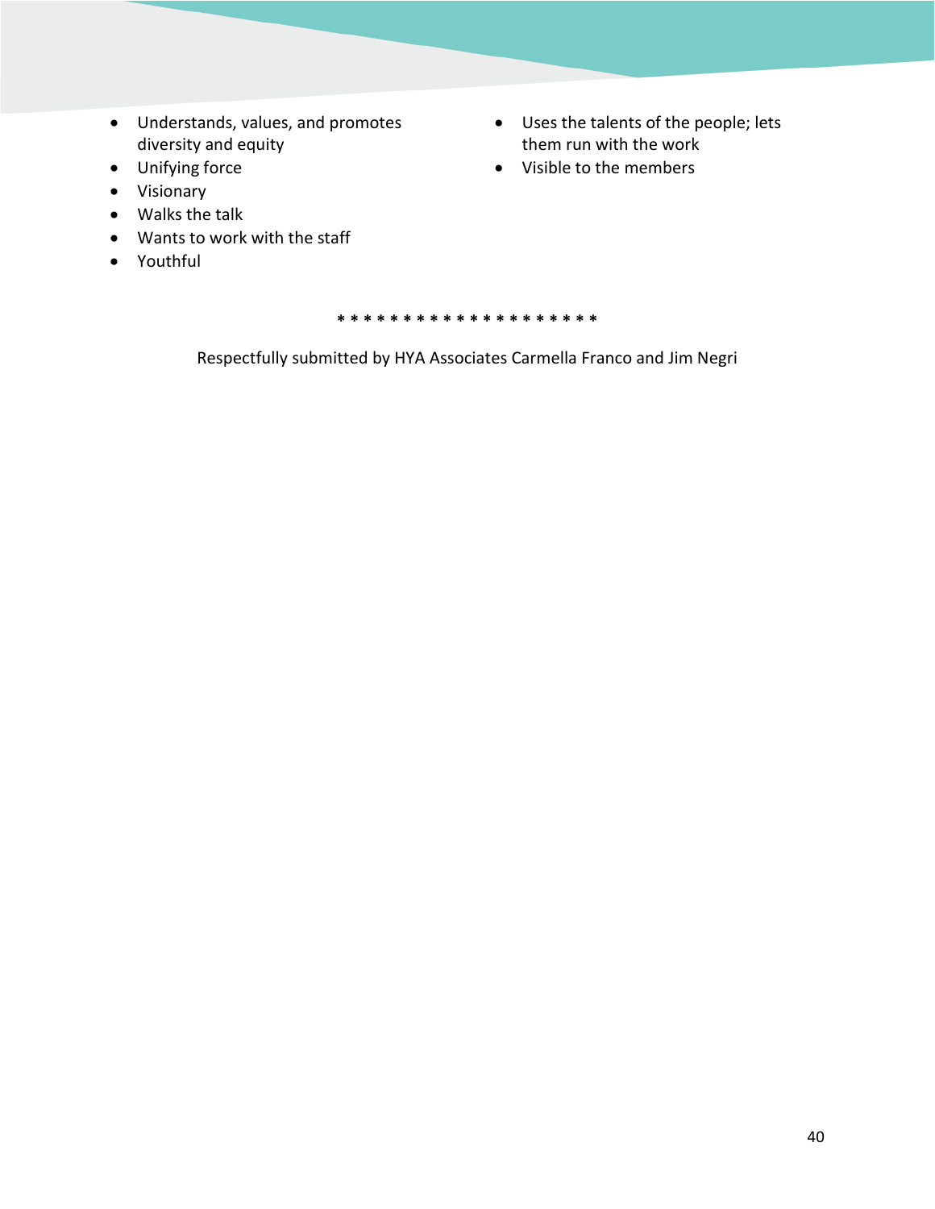- Understands, values, and promotes diversity and equity
- Unifying force
- Visionary
- Walks the talk
- Wants to work with the staff
- Youthful
- Uses the talents of the people; lets them run with the work
- Visible to the members

* * * * * * * * * * * * * * * * * * * *

Respectfully submitted by HYA Associates Carmella Franco and Jim Negri